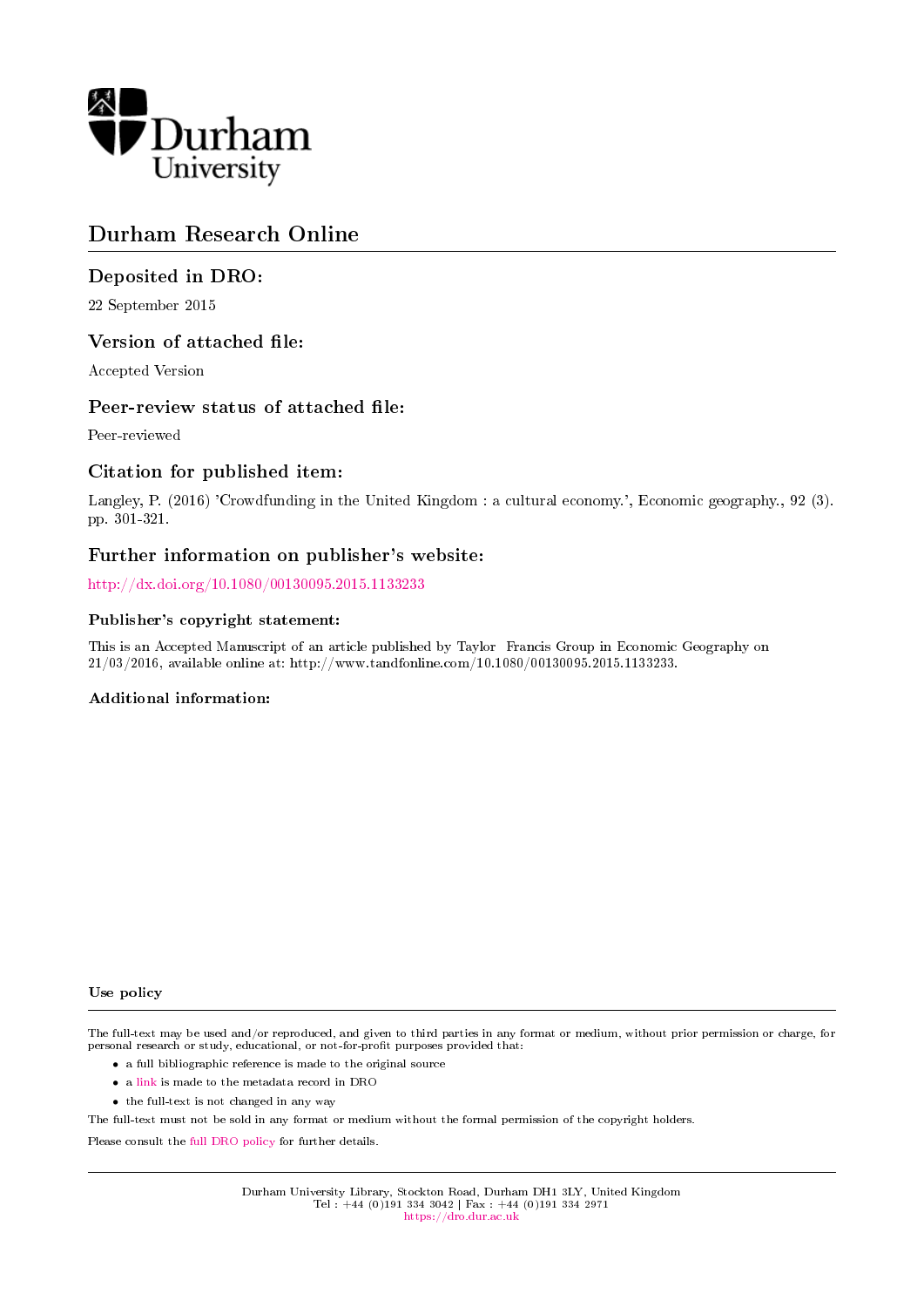Durham University

# Durham Research Online

## Deposited in DRO:

22 September 2015

## Version of attached file:

Accepted Version

## Peer-review status of attached file:

Peer-reviewed

## Citation for published item:

Langley, P. (2016) 'Crowdfunding in the United Kingdom : a cultural economy.', Economic geography., 92 (3). pp. 301-321.

## Further information on publisher's website:

http://dx.doi.org/10.1080/00130095.2015.1133233

### Publisher's copyright statement:

This is an Accepted Manuscript of an article published by Taylor Francis Group in Economic Geography on 21/03/2016, available online at: http://www.tandfonline.com/10.1080/00130095.2015.1133233.

### Additional information:

### Use policy

The full-text may be used and/or reproduced, and given to third parties in any format or medium, without prior permission or charge, for personal research or study, educational, or not-for-profit purposes provided that:

- a full bibliographic reference is made to the original source
- a link is made to the metadata record in DRO
- the full-text is not changed in any way

The full-text must not be sold in any format or medium without the formal permission of the copyright holders.

Please consult the full DRO policy for further details.

Durham University Library, Stockton Road, Durham DH1 3LY, United Kingdom
Tel : +44 (0)191 334 3042 | Fax : +44 (0)191 334 2971
https://dro.dur.ac.uk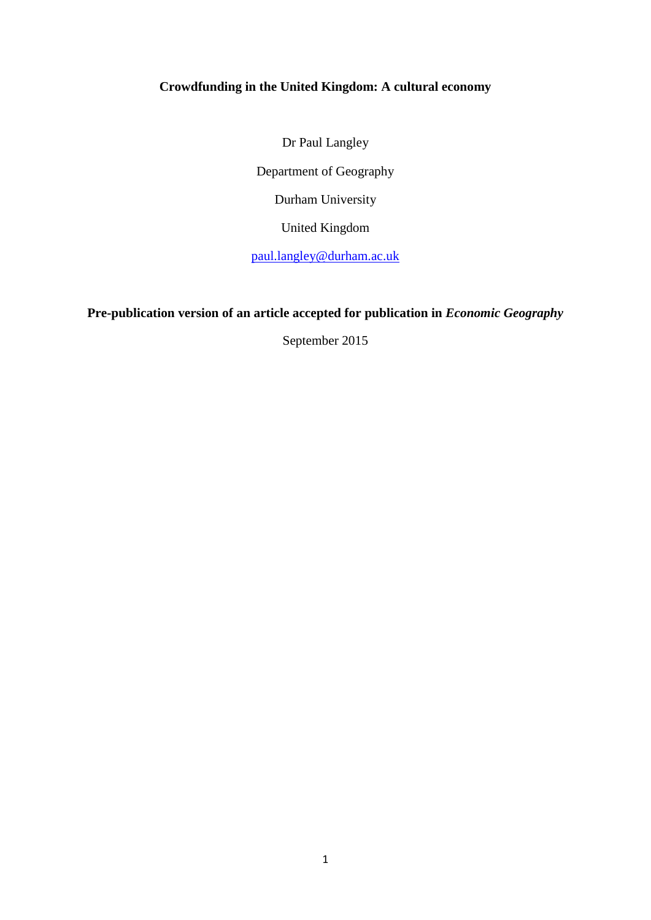**Crowdfunding in the United Kingdom: A cultural economy**

Dr Paul Langley

Department of Geography

Durham University

United Kingdom

paul.langley@durham.ac.uk

**Pre-publication version of an article accepted for publication in *Economic Geography***

September 2015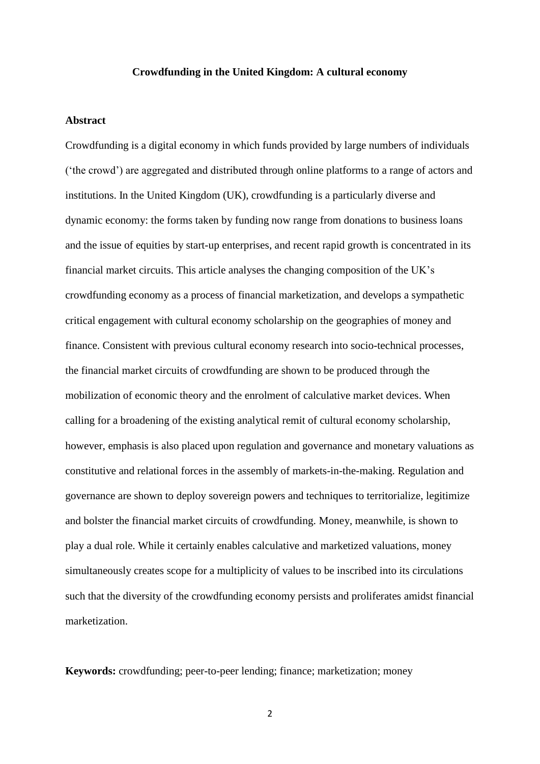**Crowdfunding in the United Kingdom: A cultural economy**

## Abstract

Crowdfunding is a digital economy in which funds provided by large numbers of individuals ('the crowd') are aggregated and distributed through online platforms to a range of actors and institutions. In the United Kingdom (UK), crowdfunding is a particularly diverse and dynamic economy: the forms taken by funding now range from donations to business loans and the issue of equities by start-up enterprises, and recent rapid growth is concentrated in its financial market circuits. This article analyses the changing composition of the UK's crowdfunding economy as a process of financial marketization, and develops a sympathetic critical engagement with cultural economy scholarship on the geographies of money and finance. Consistent with previous cultural economy research into socio-technical processes, the financial market circuits of crowdfunding are shown to be produced through the mobilization of economic theory and the enrolment of calculative market devices. When calling for a broadening of the existing analytical remit of cultural economy scholarship, however, emphasis is also placed upon regulation and governance and monetary valuations as constitutive and relational forces in the assembly of markets-in-the-making. Regulation and governance are shown to deploy sovereign powers and techniques to territorialize, legitimize and bolster the financial market circuits of crowdfunding. Money, meanwhile, is shown to play a dual role. While it certainly enables calculative and marketized valuations, money simultaneously creates scope for a multiplicity of values to be inscribed into its circulations such that the diversity of the crowdfunding economy persists and proliferates amidst financial marketization.

**Keywords:** crowdfunding; peer-to-peer lending; finance; marketization; money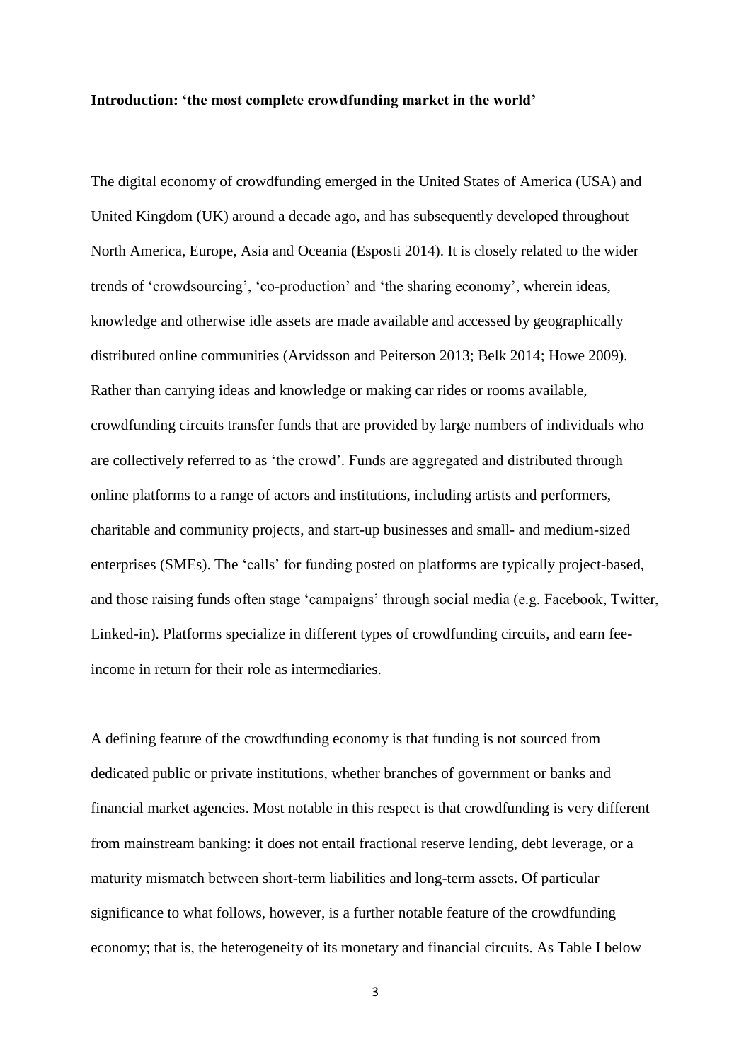**Introduction: 'the most complete crowdfunding market in the world'**

The digital economy of crowdfunding emerged in the United States of America (USA) and United Kingdom (UK) around a decade ago, and has subsequently developed throughout North America, Europe, Asia and Oceania (Esposti 2014). It is closely related to the wider trends of 'crowdsourcing', 'co-production' and 'the sharing economy', wherein ideas, knowledge and otherwise idle assets are made available and accessed by geographically distributed online communities (Arvidsson and Peiterson 2013; Belk 2014; Howe 2009). Rather than carrying ideas and knowledge or making car rides or rooms available, crowdfunding circuits transfer funds that are provided by large numbers of individuals who are collectively referred to as 'the crowd'. Funds are aggregated and distributed through online platforms to a range of actors and institutions, including artists and performers, charitable and community projects, and start-up businesses and small- and medium-sized enterprises (SMEs). The 'calls' for funding posted on platforms are typically project-based, and those raising funds often stage 'campaigns' through social media (e.g. Facebook, Twitter, Linked-in). Platforms specialize in different types of crowdfunding circuits, and earn fee-income in return for their role as intermediaries.

A defining feature of the crowdfunding economy is that funding is not sourced from dedicated public or private institutions, whether branches of government or banks and financial market agencies. Most notable in this respect is that crowdfunding is very different from mainstream banking: it does not entail fractional reserve lending, debt leverage, or a maturity mismatch between short-term liabilities and long-term assets. Of particular significance to what follows, however, is a further notable feature of the crowdfunding economy; that is, the heterogeneity of its monetary and financial circuits. As Table I below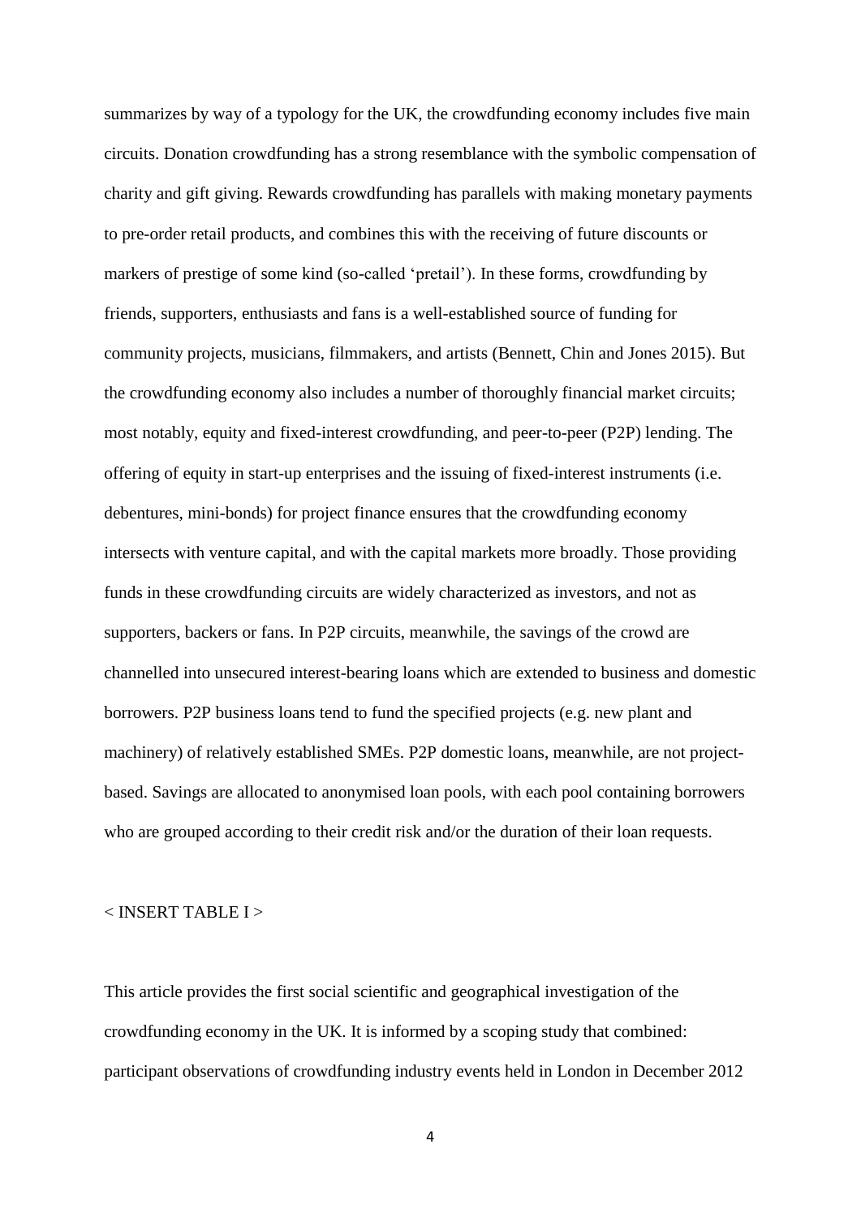summarizes by way of a typology for the UK, the crowdfunding economy includes five main circuits. Donation crowdfunding has a strong resemblance with the symbolic compensation of charity and gift giving. Rewards crowdfunding has parallels with making monetary payments to pre-order retail products, and combines this with the receiving of future discounts or markers of prestige of some kind (so-called 'pretail'). In these forms, crowdfunding by friends, supporters, enthusiasts and fans is a well-established source of funding for community projects, musicians, filmmakers, and artists (Bennett, Chin and Jones 2015). But the crowdfunding economy also includes a number of thoroughly financial market circuits; most notably, equity and fixed-interest crowdfunding, and peer-to-peer (P2P) lending. The offering of equity in start-up enterprises and the issuing of fixed-interest instruments (i.e. debentures, mini-bonds) for project finance ensures that the crowdfunding economy intersects with venture capital, and with the capital markets more broadly. Those providing funds in these crowdfunding circuits are widely characterized as investors, and not as supporters, backers or fans. In P2P circuits, meanwhile, the savings of the crowd are channelled into unsecured interest-bearing loans which are extended to business and domestic borrowers. P2P business loans tend to fund the specified projects (e.g. new plant and machinery) of relatively established SMEs. P2P domestic loans, meanwhile, are not project-based. Savings are allocated to anonymised loan pools, with each pool containing borrowers who are grouped according to their credit risk and/or the duration of their loan requests.

< INSERT TABLE I >

This article provides the first social scientific and geographical investigation of the crowdfunding economy in the UK. It is informed by a scoping study that combined: participant observations of crowdfunding industry events held in London in December 2012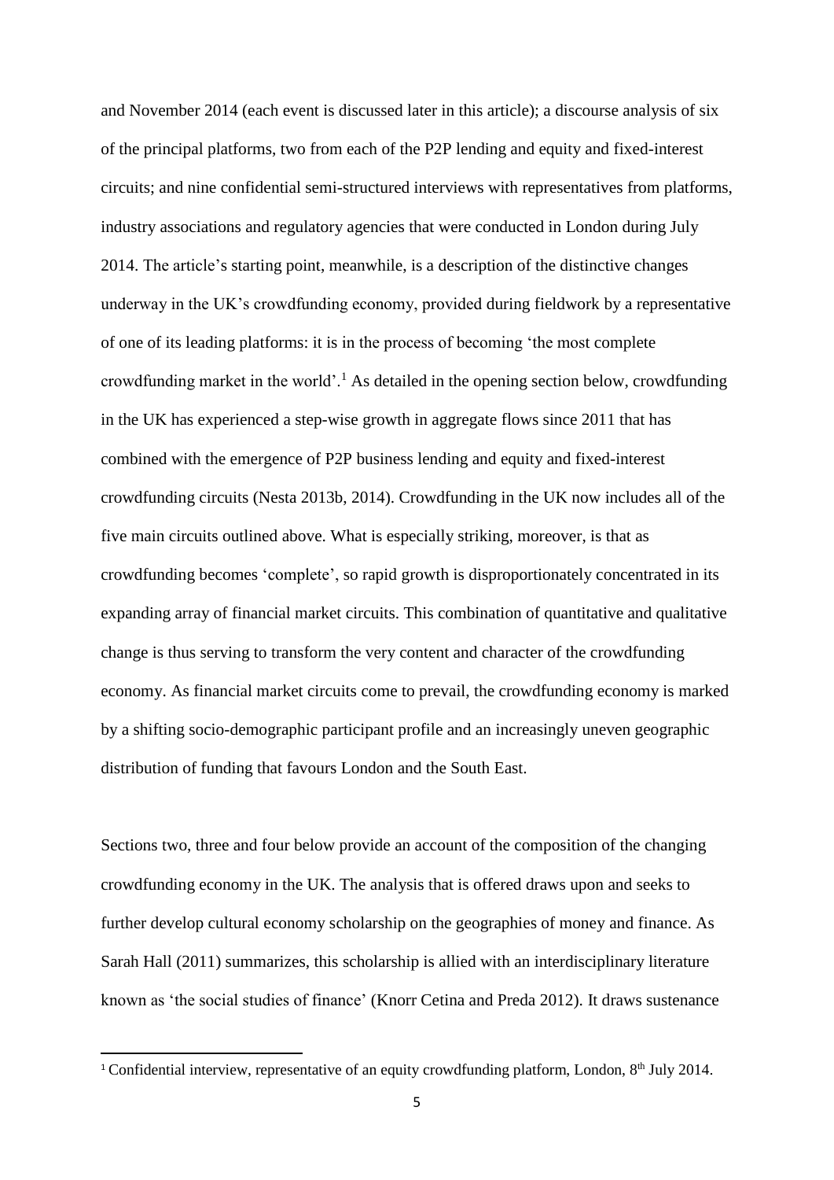and November 2014 (each event is discussed later in this article); a discourse analysis of six of the principal platforms, two from each of the P2P lending and equity and fixed-interest circuits; and nine confidential semi-structured interviews with representatives from platforms, industry associations and regulatory agencies that were conducted in London during July 2014. The article's starting point, meanwhile, is a description of the distinctive changes underway in the UK's crowdfunding economy, provided during fieldwork by a representative of one of its leading platforms: it is in the process of becoming 'the most complete crowdfunding market in the world'.[1] As detailed in the opening section below, crowdfunding in the UK has experienced a step-wise growth in aggregate flows since 2011 that has combined with the emergence of P2P business lending and equity and fixed-interest crowdfunding circuits (Nesta 2013b, 2014). Crowdfunding in the UK now includes all of the five main circuits outlined above. What is especially striking, moreover, is that as crowdfunding becomes 'complete', so rapid growth is disproportionately concentrated in its expanding array of financial market circuits. This combination of quantitative and qualitative change is thus serving to transform the very content and character of the crowdfunding economy. As financial market circuits come to prevail, the crowdfunding economy is marked by a shifting socio-demographic participant profile and an increasingly uneven geographic distribution of funding that favours London and the South East.

Sections two, three and four below provide an account of the composition of the changing crowdfunding economy in the UK. The analysis that is offered draws upon and seeks to further develop cultural economy scholarship on the geographies of money and finance. As Sarah Hall (2011) summarizes, this scholarship is allied with an interdisciplinary literature known as 'the social studies of finance' (Knorr Cetina and Preda 2012). It draws sustenance

[1] Confidential interview, representative of an equity crowdfunding platform, London, 8th July 2014.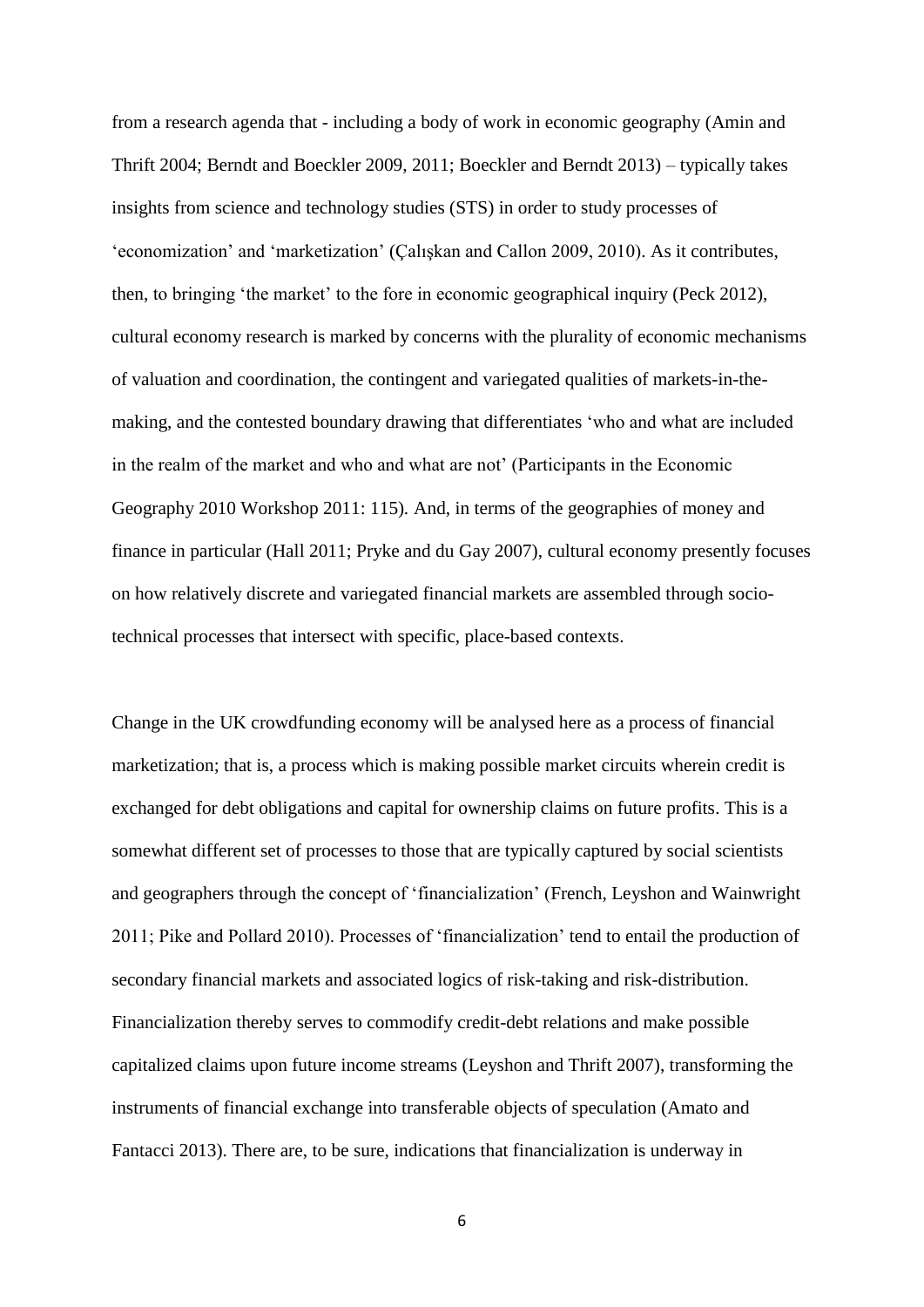from a research agenda that - including a body of work in economic geography (Amin and Thrift 2004; Berndt and Boeckler 2009, 2011; Boeckler and Berndt 2013) – typically takes insights from science and technology studies (STS) in order to study processes of 'economization' and 'marketization' (Çalışkan and Callon 2009, 2010). As it contributes, then, to bringing 'the market' to the fore in economic geographical inquiry (Peck 2012), cultural economy research is marked by concerns with the plurality of economic mechanisms of valuation and coordination, the contingent and variegated qualities of markets-in-the-making, and the contested boundary drawing that differentiates 'who and what are included in the realm of the market and who and what are not' (Participants in the Economic Geography 2010 Workshop 2011: 115). And, in terms of the geographies of money and finance in particular (Hall 2011; Pryke and du Gay 2007), cultural economy presently focuses on how relatively discrete and variegated financial markets are assembled through socio-technical processes that intersect with specific, place-based contexts.

Change in the UK crowdfunding economy will be analysed here as a process of financial marketization; that is, a process which is making possible market circuits wherein credit is exchanged for debt obligations and capital for ownership claims on future profits. This is a somewhat different set of processes to those that are typically captured by social scientists and geographers through the concept of 'financialization' (French, Leyshon and Wainwright 2011; Pike and Pollard 2010). Processes of 'financialization' tend to entail the production of secondary financial markets and associated logics of risk-taking and risk-distribution. Financialization thereby serves to commodify credit-debt relations and make possible capitalized claims upon future income streams (Leyshon and Thrift 2007), transforming the instruments of financial exchange into transferable objects of speculation (Amato and Fantacci 2013). There are, to be sure, indications that financialization is underway in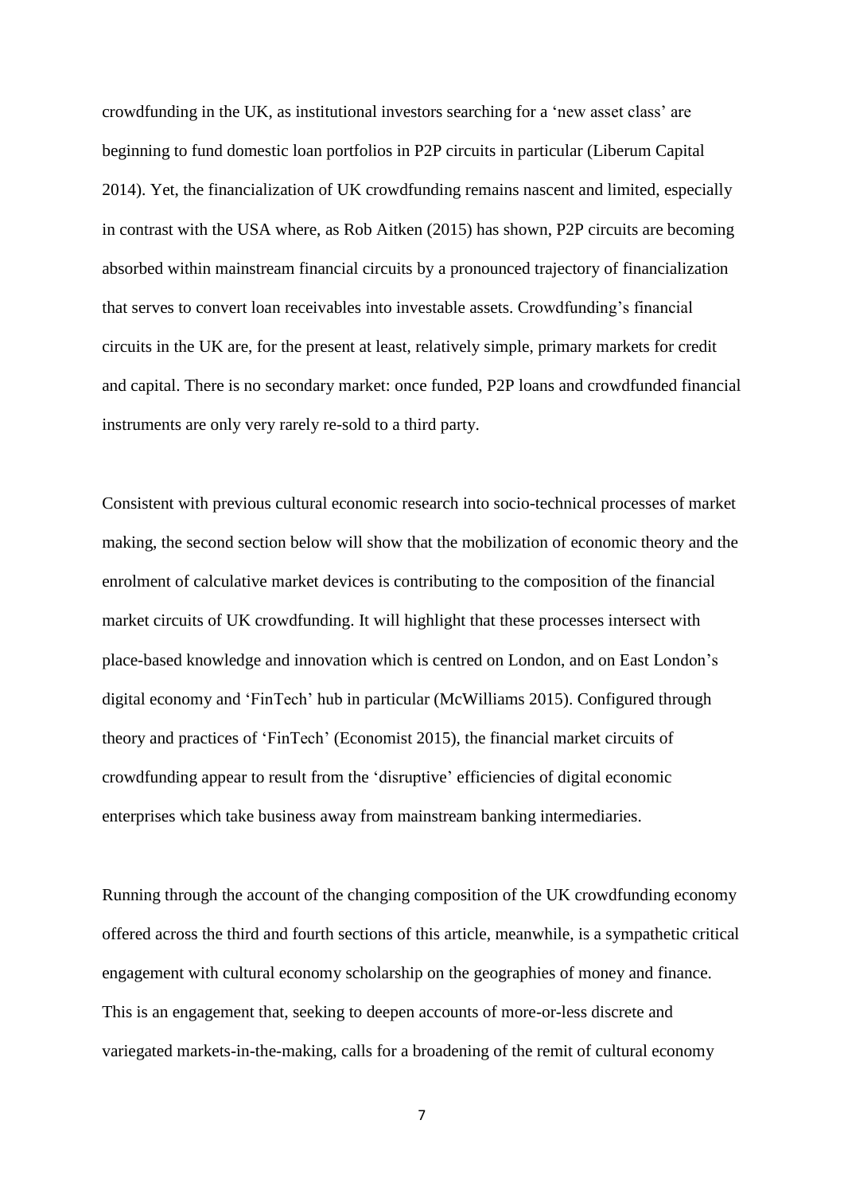crowdfunding in the UK, as institutional investors searching for a 'new asset class' are beginning to fund domestic loan portfolios in P2P circuits in particular (Liberum Capital 2014). Yet, the financialization of UK crowdfunding remains nascent and limited, especially in contrast with the USA where, as Rob Aitken (2015) has shown, P2P circuits are becoming absorbed within mainstream financial circuits by a pronounced trajectory of financialization that serves to convert loan receivables into investable assets. Crowdfunding's financial circuits in the UK are, for the present at least, relatively simple, primary markets for credit and capital. There is no secondary market: once funded, P2P loans and crowdfunded financial instruments are only very rarely re-sold to a third party.

Consistent with previous cultural economic research into socio-technical processes of market making, the second section below will show that the mobilization of economic theory and the enrolment of calculative market devices is contributing to the composition of the financial market circuits of UK crowdfunding. It will highlight that these processes intersect with place-based knowledge and innovation which is centred on London, and on East London's digital economy and 'FinTech' hub in particular (McWilliams 2015). Configured through theory and practices of 'FinTech' (Economist 2015), the financial market circuits of crowdfunding appear to result from the 'disruptive' efficiencies of digital economic enterprises which take business away from mainstream banking intermediaries.

Running through the account of the changing composition of the UK crowdfunding economy offered across the third and fourth sections of this article, meanwhile, is a sympathetic critical engagement with cultural economy scholarship on the geographies of money and finance. This is an engagement that, seeking to deepen accounts of more-or-less discrete and variegated markets-in-the-making, calls for a broadening of the remit of cultural economy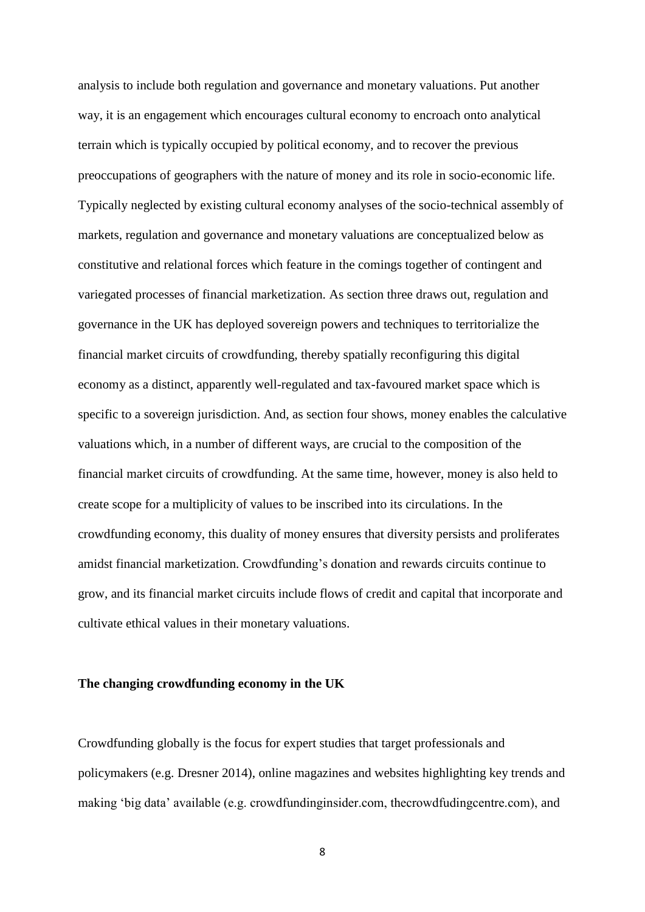analysis to include both regulation and governance and monetary valuations. Put another way, it is an engagement which encourages cultural economy to encroach onto analytical terrain which is typically occupied by political economy, and to recover the previous preoccupations of geographers with the nature of money and its role in socio-economic life. Typically neglected by existing cultural economy analyses of the socio-technical assembly of markets, regulation and governance and monetary valuations are conceptualized below as constitutive and relational forces which feature in the comings together of contingent and variegated processes of financial marketization. As section three draws out, regulation and governance in the UK has deployed sovereign powers and techniques to territorialize the financial market circuits of crowdfunding, thereby spatially reconfiguring this digital economy as a distinct, apparently well-regulated and tax-favoured market space which is specific to a sovereign jurisdiction. And, as section four shows, money enables the calculative valuations which, in a number of different ways, are crucial to the composition of the financial market circuits of crowdfunding. At the same time, however, money is also held to create scope for a multiplicity of values to be inscribed into its circulations. In the crowdfunding economy, this duality of money ensures that diversity persists and proliferates amidst financial marketization. Crowdfunding's donation and rewards circuits continue to grow, and its financial market circuits include flows of credit and capital that incorporate and cultivate ethical values in their monetary valuations.

**The changing crowdfunding economy in the UK**

Crowdfunding globally is the focus for expert studies that target professionals and policymakers (e.g. Dresner 2014), online magazines and websites highlighting key trends and making 'big data' available (e.g. crowdfundinginsider.com, thecrowdfudingcentre.com), and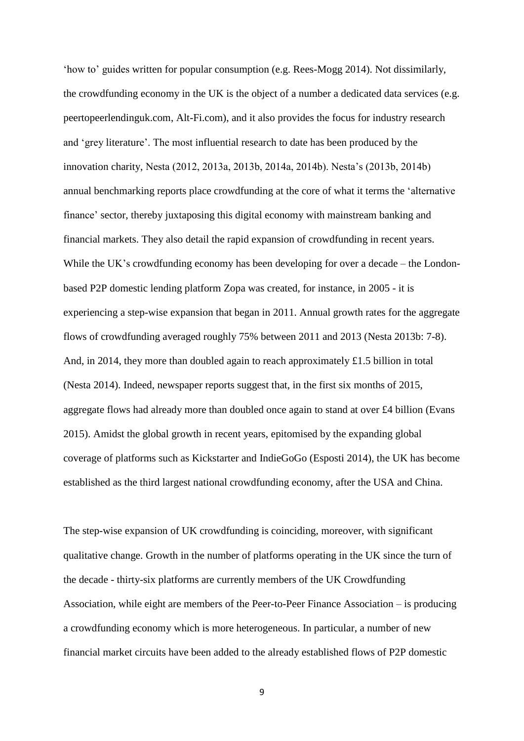'how to' guides written for popular consumption (e.g. Rees-Mogg 2014). Not dissimilarly, the crowdfunding economy in the UK is the object of a number a dedicated data services (e.g. peertopeerlendinguk.com, Alt-Fi.com), and it also provides the focus for industry research and 'grey literature'. The most influential research to date has been produced by the innovation charity, Nesta (2012, 2013a, 2013b, 2014a, 2014b). Nesta's (2013b, 2014b) annual benchmarking reports place crowdfunding at the core of what it terms the 'alternative finance' sector, thereby juxtaposing this digital economy with mainstream banking and financial markets. They also detail the rapid expansion of crowdfunding in recent years. While the UK's crowdfunding economy has been developing for over a decade – the London-based P2P domestic lending platform Zopa was created, for instance, in 2005 - it is experiencing a step-wise expansion that began in 2011. Annual growth rates for the aggregate flows of crowdfunding averaged roughly 75% between 2011 and 2013 (Nesta 2013b: 7-8). And, in 2014, they more than doubled again to reach approximately £1.5 billion in total (Nesta 2014). Indeed, newspaper reports suggest that, in the first six months of 2015, aggregate flows had already more than doubled once again to stand at over £4 billion (Evans 2015). Amidst the global growth in recent years, epitomised by the expanding global coverage of platforms such as Kickstarter and IndieGoGo (Esposti 2014), the UK has become established as the third largest national crowdfunding economy, after the USA and China.

The step-wise expansion of UK crowdfunding is coinciding, moreover, with significant qualitative change. Growth in the number of platforms operating in the UK since the turn of the decade - thirty-six platforms are currently members of the UK Crowdfunding Association, while eight are members of the Peer-to-Peer Finance Association – is producing a crowdfunding economy which is more heterogeneous. In particular, a number of new financial market circuits have been added to the already established flows of P2P domestic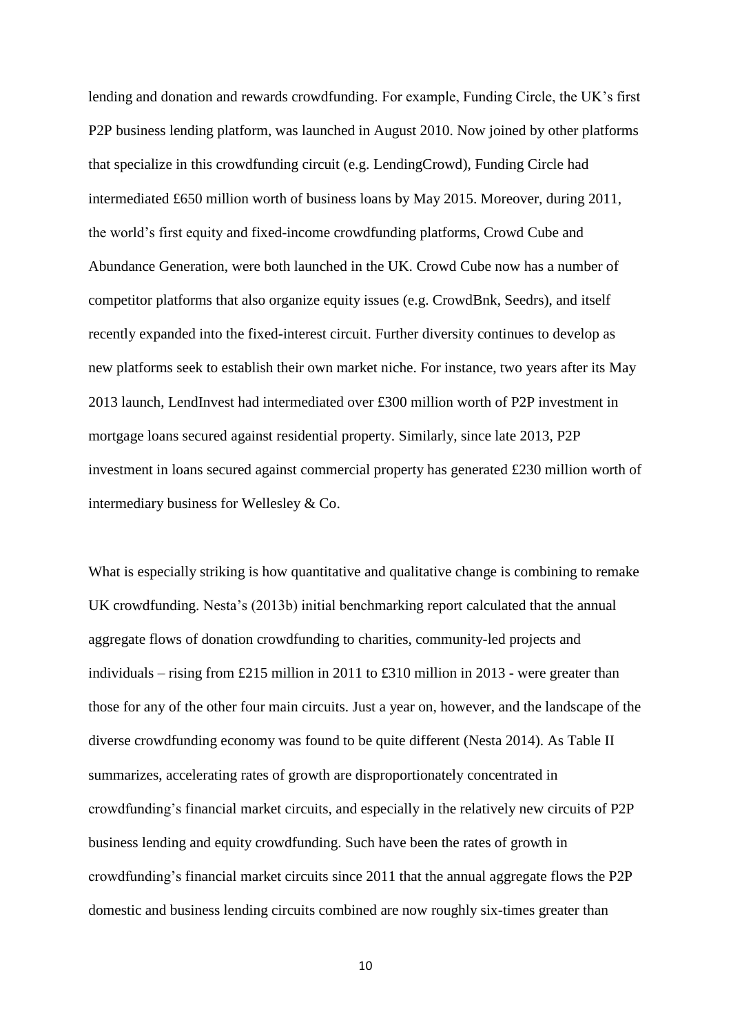lending and donation and rewards crowdfunding. For example, Funding Circle, the UK's first P2P business lending platform, was launched in August 2010. Now joined by other platforms that specialize in this crowdfunding circuit (e.g. LendingCrowd), Funding Circle had intermediated £650 million worth of business loans by May 2015. Moreover, during 2011, the world's first equity and fixed-income crowdfunding platforms, Crowd Cube and Abundance Generation, were both launched in the UK. Crowd Cube now has a number of competitor platforms that also organize equity issues (e.g. CrowdBnk, Seedrs), and itself recently expanded into the fixed-interest circuit. Further diversity continues to develop as new platforms seek to establish their own market niche. For instance, two years after its May 2013 launch, LendInvest had intermediated over £300 million worth of P2P investment in mortgage loans secured against residential property. Similarly, since late 2013, P2P investment in loans secured against commercial property has generated £230 million worth of intermediary business for Wellesley & Co.

What is especially striking is how quantitative and qualitative change is combining to remake UK crowdfunding. Nesta's (2013b) initial benchmarking report calculated that the annual aggregate flows of donation crowdfunding to charities, community-led projects and individuals – rising from £215 million in 2011 to £310 million in 2013 - were greater than those for any of the other four main circuits. Just a year on, however, and the landscape of the diverse crowdfunding economy was found to be quite different (Nesta 2014). As Table II summarizes, accelerating rates of growth are disproportionately concentrated in crowdfunding's financial market circuits, and especially in the relatively new circuits of P2P business lending and equity crowdfunding. Such have been the rates of growth in crowdfunding's financial market circuits since 2011 that the annual aggregate flows the P2P domestic and business lending circuits combined are now roughly six-times greater than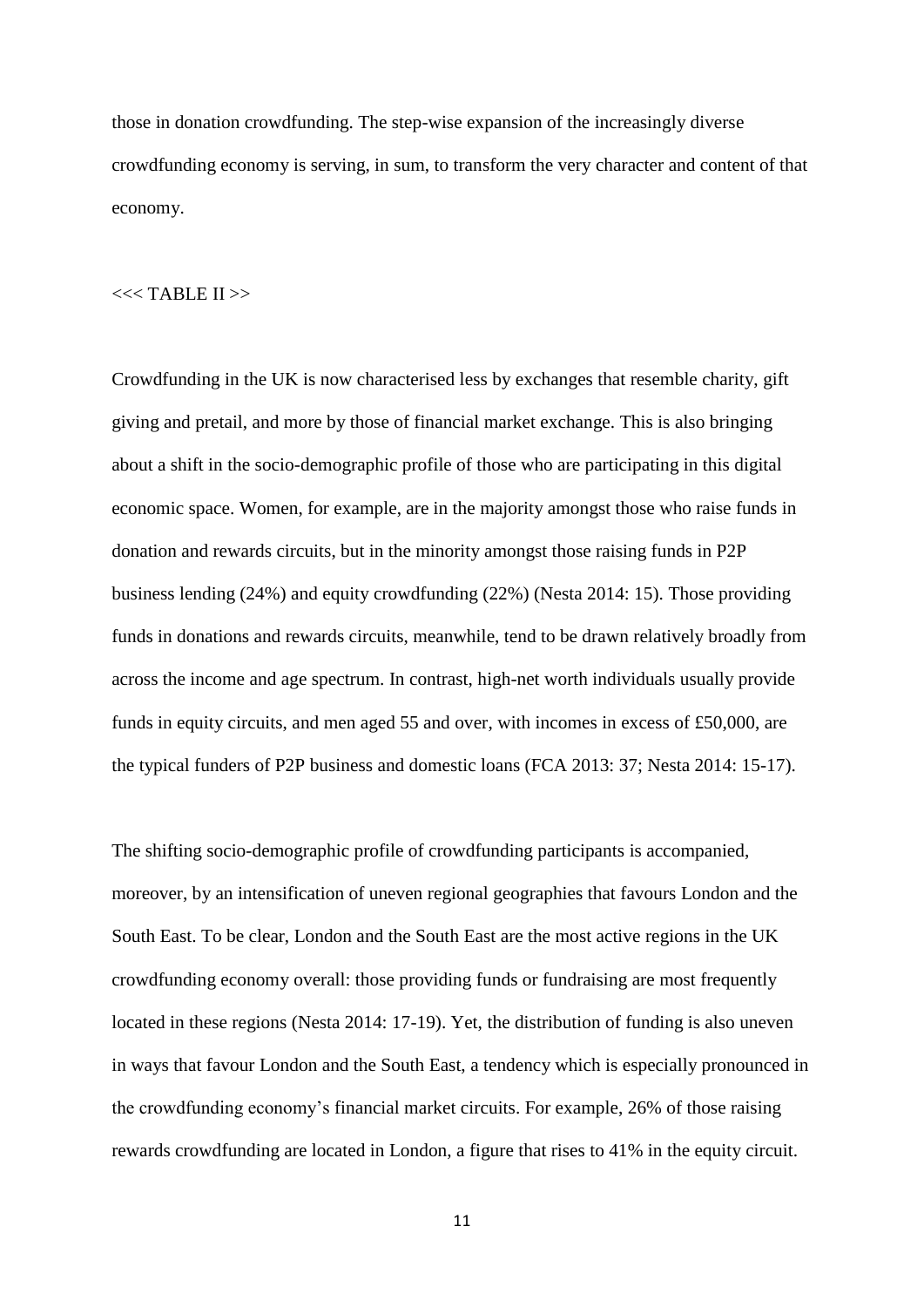those in donation crowdfunding. The step-wise expansion of the increasingly diverse crowdfunding economy is serving, in sum, to transform the very character and content of that economy.

<<< TABLE II >>

Crowdfunding in the UK is now characterised less by exchanges that resemble charity, gift giving and pretail, and more by those of financial market exchange. This is also bringing about a shift in the socio-demographic profile of those who are participating in this digital economic space. Women, for example, are in the majority amongst those who raise funds in donation and rewards circuits, but in the minority amongst those raising funds in P2P business lending (24%) and equity crowdfunding (22%) (Nesta 2014: 15). Those providing funds in donations and rewards circuits, meanwhile, tend to be drawn relatively broadly from across the income and age spectrum. In contrast, high-net worth individuals usually provide funds in equity circuits, and men aged 55 and over, with incomes in excess of £50,000, are the typical funders of P2P business and domestic loans (FCA 2013: 37; Nesta 2014: 15-17).

The shifting socio-demographic profile of crowdfunding participants is accompanied, moreover, by an intensification of uneven regional geographies that favours London and the South East. To be clear, London and the South East are the most active regions in the UK crowdfunding economy overall: those providing funds or fundraising are most frequently located in these regions (Nesta 2014: 17-19). Yet, the distribution of funding is also uneven in ways that favour London and the South East, a tendency which is especially pronounced in the crowdfunding economy's financial market circuits. For example, 26% of those raising rewards crowdfunding are located in London, a figure that rises to 41% in the equity circuit.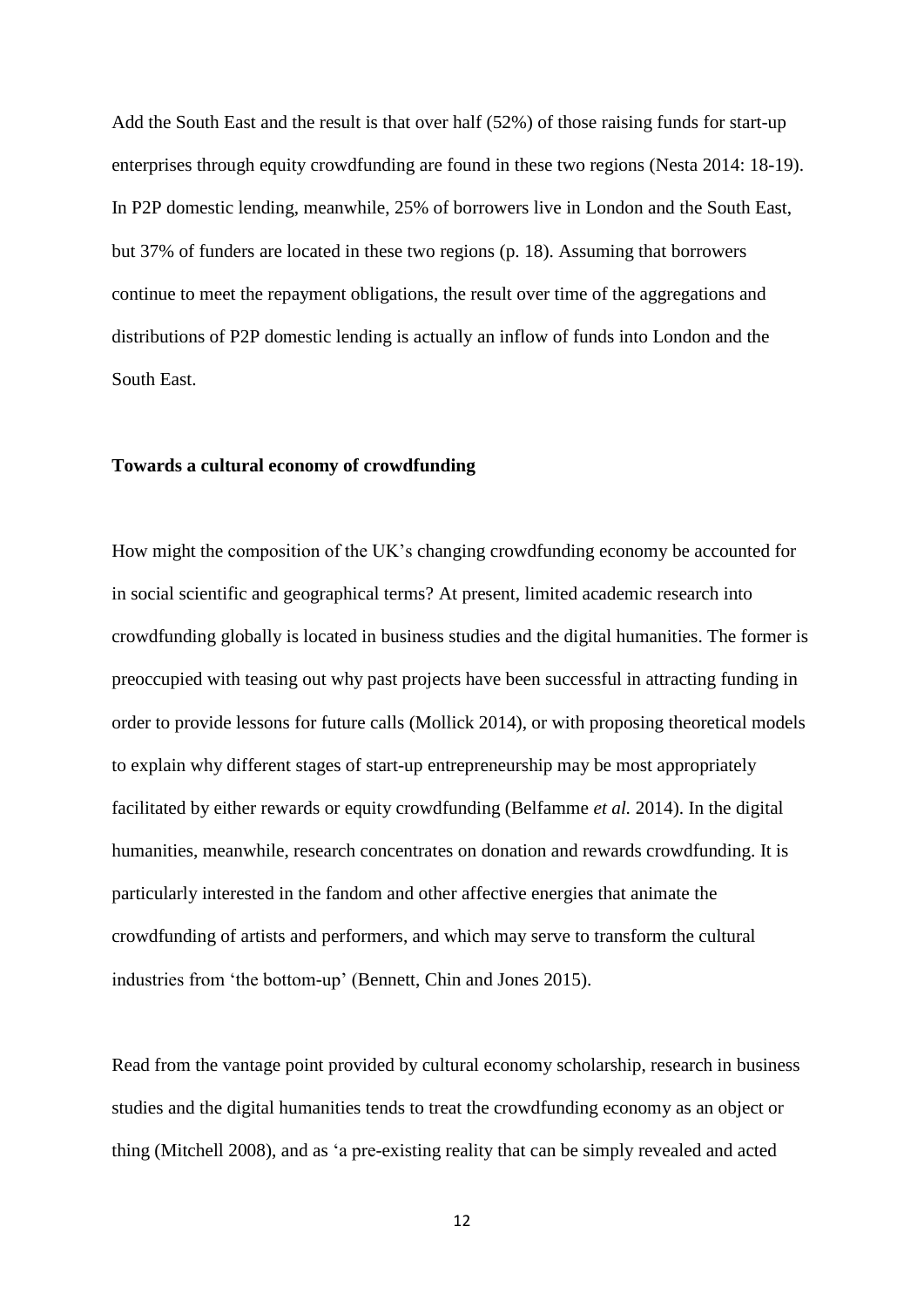Add the South East and the result is that over half (52%) of those raising funds for start-up enterprises through equity crowdfunding are found in these two regions (Nesta 2014: 18-19). In P2P domestic lending, meanwhile, 25% of borrowers live in London and the South East, but 37% of funders are located in these two regions (p. 18). Assuming that borrowers continue to meet the repayment obligations, the result over time of the aggregations and distributions of P2P domestic lending is actually an inflow of funds into London and the South East.

**Towards a cultural economy of crowdfunding**

How might the composition of the UK's changing crowdfunding economy be accounted for in social scientific and geographical terms? At present, limited academic research into crowdfunding globally is located in business studies and the digital humanities. The former is preoccupied with teasing out why past projects have been successful in attracting funding in order to provide lessons for future calls (Mollick 2014), or with proposing theoretical models to explain why different stages of start-up entrepreneurship may be most appropriately facilitated by either rewards or equity crowdfunding (Belfamme *et al.* 2014). In the digital humanities, meanwhile, research concentrates on donation and rewards crowdfunding. It is particularly interested in the fandom and other affective energies that animate the crowdfunding of artists and performers, and which may serve to transform the cultural industries from 'the bottom-up' (Bennett, Chin and Jones 2015).

Read from the vantage point provided by cultural economy scholarship, research in business studies and the digital humanities tends to treat the crowdfunding economy as an object or thing (Mitchell 2008), and as 'a pre-existing reality that can be simply revealed and acted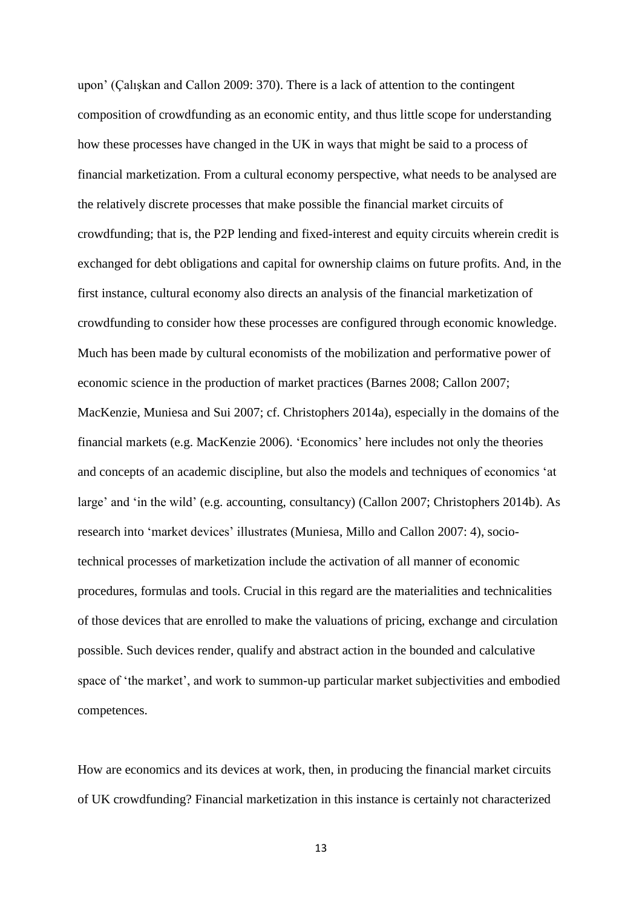upon' (Çalışkan and Callon 2009: 370). There is a lack of attention to the contingent composition of crowdfunding as an economic entity, and thus little scope for understanding how these processes have changed in the UK in ways that might be said to a process of financial marketization. From a cultural economy perspective, what needs to be analysed are the relatively discrete processes that make possible the financial market circuits of crowdfunding; that is, the P2P lending and fixed-interest and equity circuits wherein credit is exchanged for debt obligations and capital for ownership claims on future profits. And, in the first instance, cultural economy also directs an analysis of the financial marketization of crowdfunding to consider how these processes are configured through economic knowledge. Much has been made by cultural economists of the mobilization and performative power of economic science in the production of market practices (Barnes 2008; Callon 2007; MacKenzie, Muniesa and Sui 2007; cf. Christophers 2014a), especially in the domains of the financial markets (e.g. MacKenzie 2006). 'Economics' here includes not only the theories and concepts of an academic discipline, but also the models and techniques of economics 'at large' and 'in the wild' (e.g. accounting, consultancy) (Callon 2007; Christophers 2014b). As research into 'market devices' illustrates (Muniesa, Millo and Callon 2007: 4), socio-technical processes of marketization include the activation of all manner of economic procedures, formulas and tools. Crucial in this regard are the materialities and technicalities of those devices that are enrolled to make the valuations of pricing, exchange and circulation possible. Such devices render, qualify and abstract action in the bounded and calculative space of 'the market', and work to summon-up particular market subjectivities and embodied competences.

How are economics and its devices at work, then, in producing the financial market circuits of UK crowdfunding? Financial marketization in this instance is certainly not characterized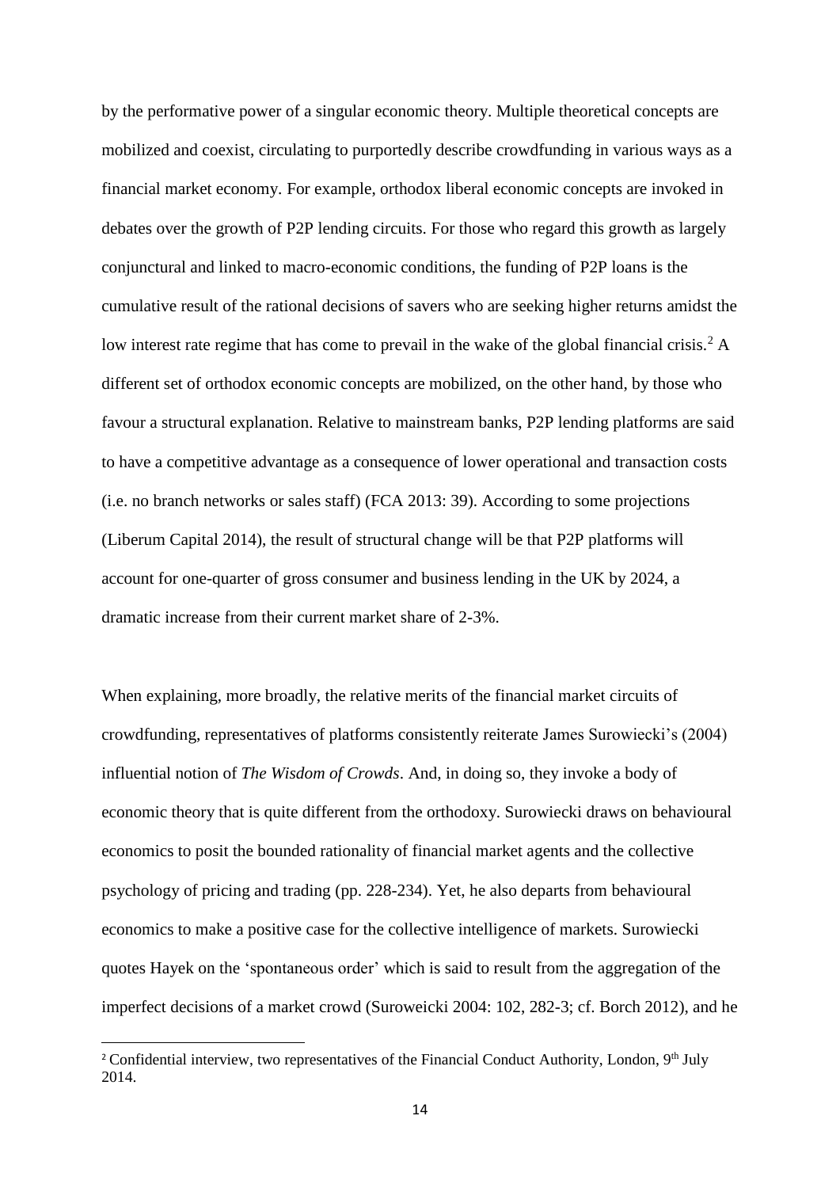by the performative power of a singular economic theory. Multiple theoretical concepts are mobilized and coexist, circulating to purportedly describe crowdfunding in various ways as a financial market economy. For example, orthodox liberal economic concepts are invoked in debates over the growth of P2P lending circuits. For those who regard this growth as largely conjunctural and linked to macro-economic conditions, the funding of P2P loans is the cumulative result of the rational decisions of savers who are seeking higher returns amidst the low interest rate regime that has come to prevail in the wake of the global financial crisis.[2] A different set of orthodox economic concepts are mobilized, on the other hand, by those who favour a structural explanation. Relative to mainstream banks, P2P lending platforms are said to have a competitive advantage as a consequence of lower operational and transaction costs (i.e. no branch networks or sales staff) (FCA 2013: 39). According to some projections (Liberum Capital 2014), the result of structural change will be that P2P platforms will account for one-quarter of gross consumer and business lending in the UK by 2024, a dramatic increase from their current market share of 2-3%.

When explaining, more broadly, the relative merits of the financial market circuits of crowdfunding, representatives of platforms consistently reiterate James Surowiecki's (2004) influential notion of *The Wisdom of Crowds*. And, in doing so, they invoke a body of economic theory that is quite different from the orthodoxy. Surowiecki draws on behavioural economics to posit the bounded rationality of financial market agents and the collective psychology of pricing and trading (pp. 228-234). Yet, he also departs from behavioural economics to make a positive case for the collective intelligence of markets. Surowiecki quotes Hayek on the 'spontaneous order' which is said to result from the aggregation of the imperfect decisions of a market crowd (Suroweicki 2004: 102, 282-3; cf. Borch 2012), and he

[2] Confidential interview, two representatives of the Financial Conduct Authority, London, 9th July 2014.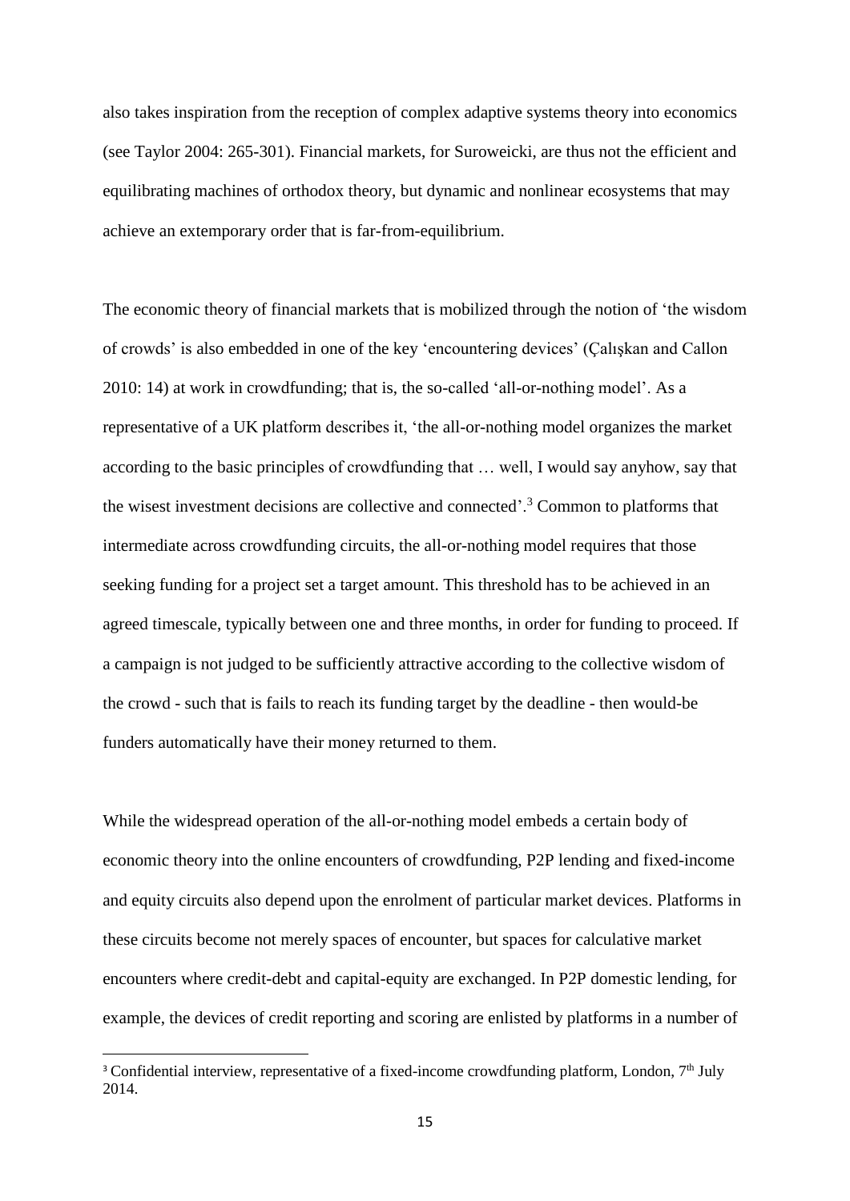also takes inspiration from the reception of complex adaptive systems theory into economics (see Taylor 2004: 265-301). Financial markets, for Suroweicki, are thus not the efficient and equilibrating machines of orthodox theory, but dynamic and nonlinear ecosystems that may achieve an extemporary order that is far-from-equilibrium.

The economic theory of financial markets that is mobilized through the notion of 'the wisdom of crowds' is also embedded in one of the key 'encountering devices' (Çalışkan and Callon 2010: 14) at work in crowdfunding; that is, the so-called 'all-or-nothing model'. As a representative of a UK platform describes it, 'the all-or-nothing model organizes the market according to the basic principles of crowdfunding that … well, I would say anyhow, say that the wisest investment decisions are collective and connected'.[3] Common to platforms that intermediate across crowdfunding circuits, the all-or-nothing model requires that those seeking funding for a project set a target amount. This threshold has to be achieved in an agreed timescale, typically between one and three months, in order for funding to proceed. If a campaign is not judged to be sufficiently attractive according to the collective wisdom of the crowd - such that is fails to reach its funding target by the deadline - then would-be funders automatically have their money returned to them.

While the widespread operation of the all-or-nothing model embeds a certain body of economic theory into the online encounters of crowdfunding, P2P lending and fixed-income and equity circuits also depend upon the enrolment of particular market devices. Platforms in these circuits become not merely spaces of encounter, but spaces for calculative market encounters where credit-debt and capital-equity are exchanged. In P2P domestic lending, for example, the devices of credit reporting and scoring are enlisted by platforms in a number of

[3] Confidential interview, representative of a fixed-income crowdfunding platform, London, 7th July 2014.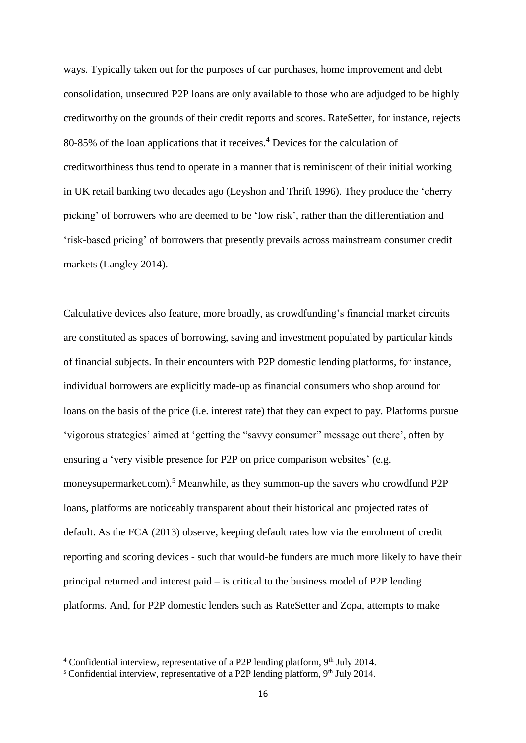ways. Typically taken out for the purposes of car purchases, home improvement and debt consolidation, unsecured P2P loans are only available to those who are adjudged to be highly creditworthy on the grounds of their credit reports and scores. RateSetter, for instance, rejects 80-85% of the loan applications that it receives.[4] Devices for the calculation of creditworthiness thus tend to operate in a manner that is reminiscent of their initial working in UK retail banking two decades ago (Leyshon and Thrift 1996). They produce the 'cherry picking' of borrowers who are deemed to be 'low risk', rather than the differentiation and 'risk-based pricing' of borrowers that presently prevails across mainstream consumer credit markets (Langley 2014).

Calculative devices also feature, more broadly, as crowdfunding's financial market circuits are constituted as spaces of borrowing, saving and investment populated by particular kinds of financial subjects. In their encounters with P2P domestic lending platforms, for instance, individual borrowers are explicitly made-up as financial consumers who shop around for loans on the basis of the price (i.e. interest rate) that they can expect to pay. Platforms pursue 'vigorous strategies' aimed at 'getting the "savvy consumer" message out there', often by ensuring a 'very visible presence for P2P on price comparison websites' (e.g. moneysupermarket.com).[5] Meanwhile, as they summon-up the savers who crowdfund P2P loans, platforms are noticeably transparent about their historical and projected rates of default. As the FCA (2013) observe, keeping default rates low via the enrolment of credit reporting and scoring devices - such that would-be funders are much more likely to have their principal returned and interest paid – is critical to the business model of P2P lending platforms. And, for P2P domestic lenders such as RateSetter and Zopa, attempts to make

[4] Confidential interview, representative of a P2P lending platform, 9th July 2014.

[5] Confidential interview, representative of a P2P lending platform, 9th July 2014.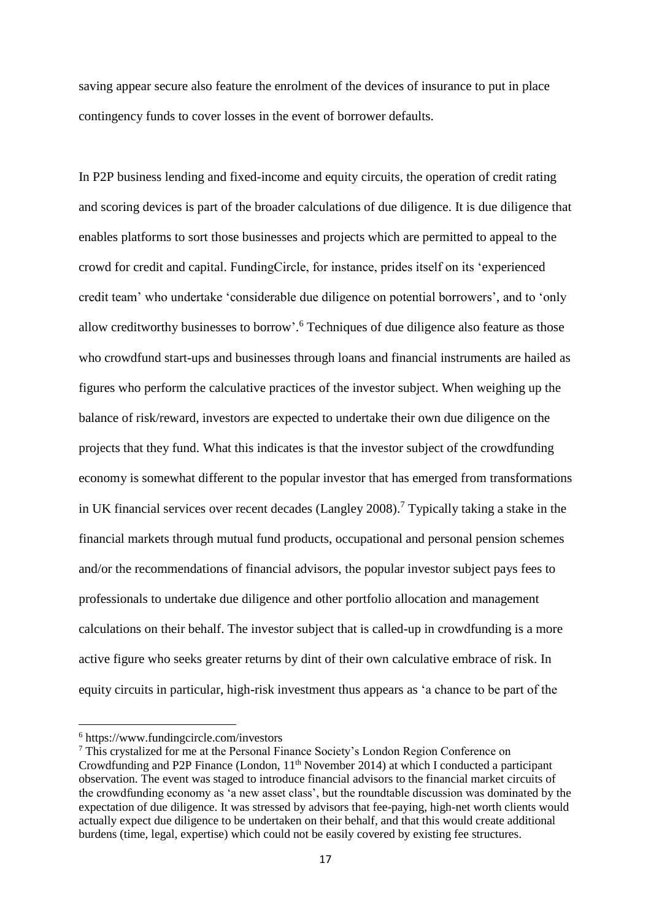saving appear secure also feature the enrolment of the devices of insurance to put in place contingency funds to cover losses in the event of borrower defaults.

In P2P business lending and fixed-income and equity circuits, the operation of credit rating and scoring devices is part of the broader calculations of due diligence. It is due diligence that enables platforms to sort those businesses and projects which are permitted to appeal to the crowd for credit and capital. FundingCircle, for instance, prides itself on its 'experienced credit team' who undertake 'considerable due diligence on potential borrowers', and to 'only allow creditworthy businesses to borrow'.[6] Techniques of due diligence also feature as those who crowdfund start-ups and businesses through loans and financial instruments are hailed as figures who perform the calculative practices of the investor subject. When weighing up the balance of risk/reward, investors are expected to undertake their own due diligence on the projects that they fund. What this indicates is that the investor subject of the crowdfunding economy is somewhat different to the popular investor that has emerged from transformations in UK financial services over recent decades (Langley 2008).[7] Typically taking a stake in the financial markets through mutual fund products, occupational and personal pension schemes and/or the recommendations of financial advisors, the popular investor subject pays fees to professionals to undertake due diligence and other portfolio allocation and management calculations on their behalf. The investor subject that is called-up in crowdfunding is a more active figure who seeks greater returns by dint of their own calculative embrace of risk. In equity circuits in particular, high-risk investment thus appears as 'a chance to be part of the

---

[6] https://www.fundingcircle.com/investors

[7] This crystalized for me at the Personal Finance Society's London Region Conference on Crowdfunding and P2P Finance (London, 11th November 2014) at which I conducted a participant observation. The event was staged to introduce financial advisors to the financial market circuits of the crowdfunding economy as 'a new asset class', but the roundtable discussion was dominated by the expectation of due diligence. It was stressed by advisors that fee-paying, high-net worth clients would actually expect due diligence to be undertaken on their behalf, and that this would create additional burdens (time, legal, expertise) which could not be easily covered by existing fee structures.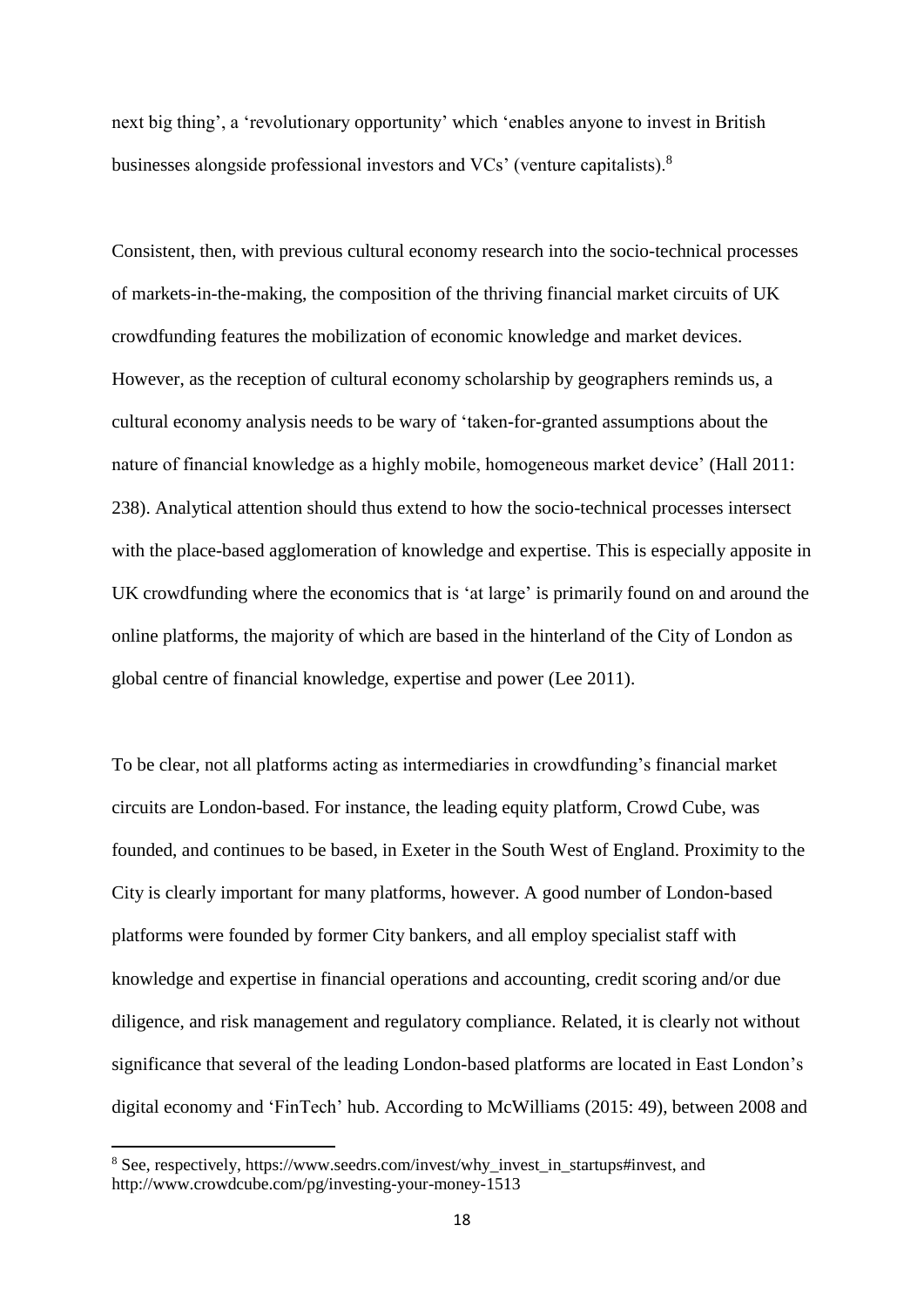next big thing', a 'revolutionary opportunity' which 'enables anyone to invest in British businesses alongside professional investors and VCs' (venture capitalists).[8]

Consistent, then, with previous cultural economy research into the socio-technical processes of markets-in-the-making, the composition of the thriving financial market circuits of UK crowdfunding features the mobilization of economic knowledge and market devices. However, as the reception of cultural economy scholarship by geographers reminds us, a cultural economy analysis needs to be wary of 'taken-for-granted assumptions about the nature of financial knowledge as a highly mobile, homogeneous market device' (Hall 2011: 238). Analytical attention should thus extend to how the socio-technical processes intersect with the place-based agglomeration of knowledge and expertise. This is especially apposite in UK crowdfunding where the economics that is 'at large' is primarily found on and around the online platforms, the majority of which are based in the hinterland of the City of London as global centre of financial knowledge, expertise and power (Lee 2011).

To be clear, not all platforms acting as intermediaries in crowdfunding's financial market circuits are London-based. For instance, the leading equity platform, Crowd Cube, was founded, and continues to be based, in Exeter in the South West of England. Proximity to the City is clearly important for many platforms, however. A good number of London-based platforms were founded by former City bankers, and all employ specialist staff with knowledge and expertise in financial operations and accounting, credit scoring and/or due diligence, and risk management and regulatory compliance. Related, it is clearly not without significance that several of the leading London-based platforms are located in East London's digital economy and 'FinTech' hub. According to McWilliams (2015: 49), between 2008 and

[8] See, respectively, https://www.seedrs.com/invest/why_invest_in_startups#invest, and http://www.crowdcube.com/pg/investing-your-money-1513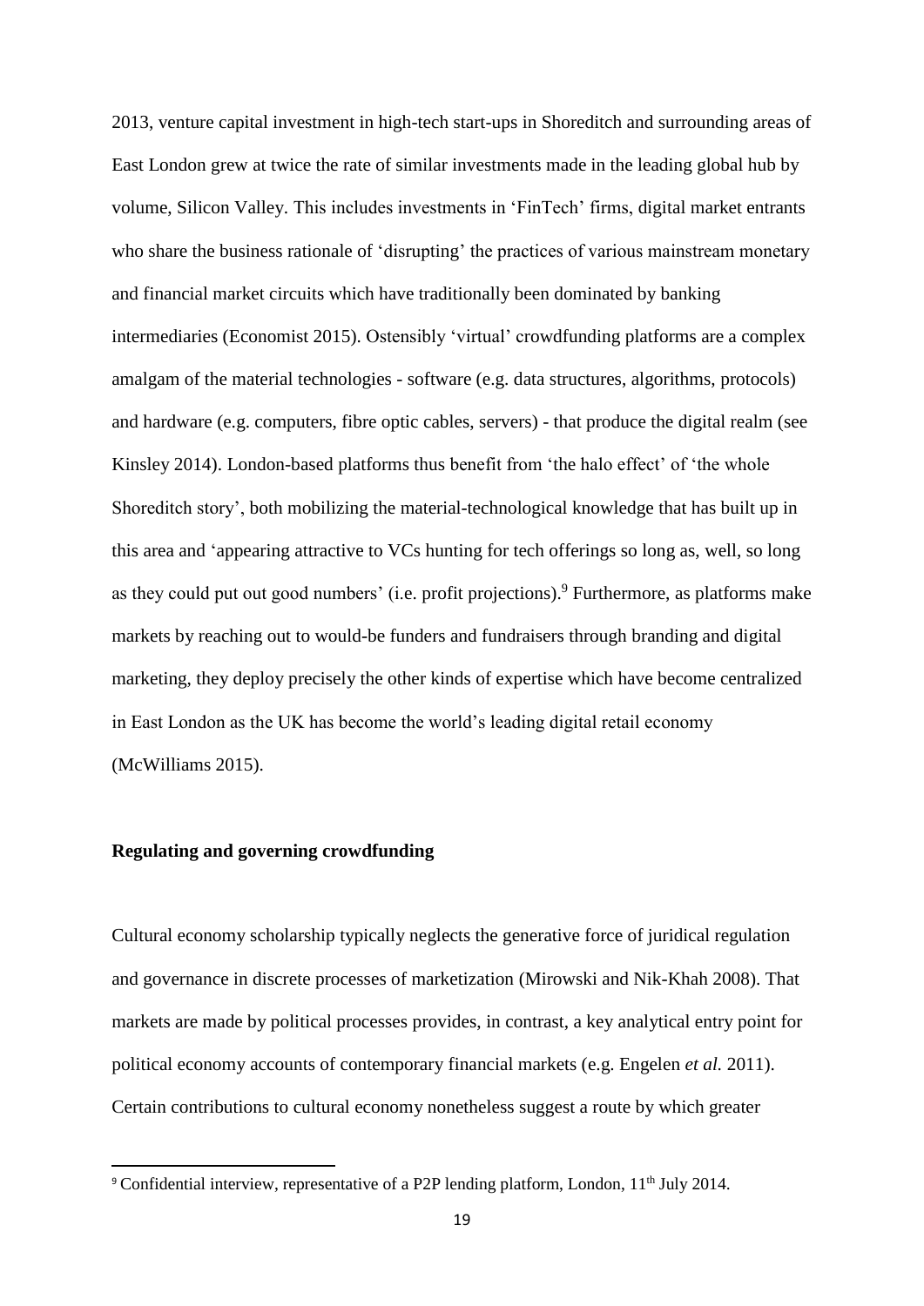2013, venture capital investment in high-tech start-ups in Shoreditch and surrounding areas of East London grew at twice the rate of similar investments made in the leading global hub by volume, Silicon Valley. This includes investments in 'FinTech' firms, digital market entrants who share the business rationale of 'disrupting' the practices of various mainstream monetary and financial market circuits which have traditionally been dominated by banking intermediaries (Economist 2015). Ostensibly 'virtual' crowdfunding platforms are a complex amalgam of the material technologies - software (e.g. data structures, algorithms, protocols) and hardware (e.g. computers, fibre optic cables, servers) - that produce the digital realm (see Kinsley 2014). London-based platforms thus benefit from 'the halo effect' of 'the whole Shoreditch story', both mobilizing the material-technological knowledge that has built up in this area and 'appearing attractive to VCs hunting for tech offerings so long as, well, so long as they could put out good numbers' (i.e. profit projections).[9] Furthermore, as platforms make markets by reaching out to would-be funders and fundraisers through branding and digital marketing, they deploy precisely the other kinds of expertise which have become centralized in East London as the UK has become the world's leading digital retail economy (McWilliams 2015).

**Regulating and governing crowdfunding**

Cultural economy scholarship typically neglects the generative force of juridical regulation and governance in discrete processes of marketization (Mirowski and Nik-Khah 2008). That markets are made by political processes provides, in contrast, a key analytical entry point for political economy accounts of contemporary financial markets (e.g. Engelen *et al.* 2011). Certain contributions to cultural economy nonetheless suggest a route by which greater

[9] Confidential interview, representative of a P2P lending platform, London, 11th July 2014.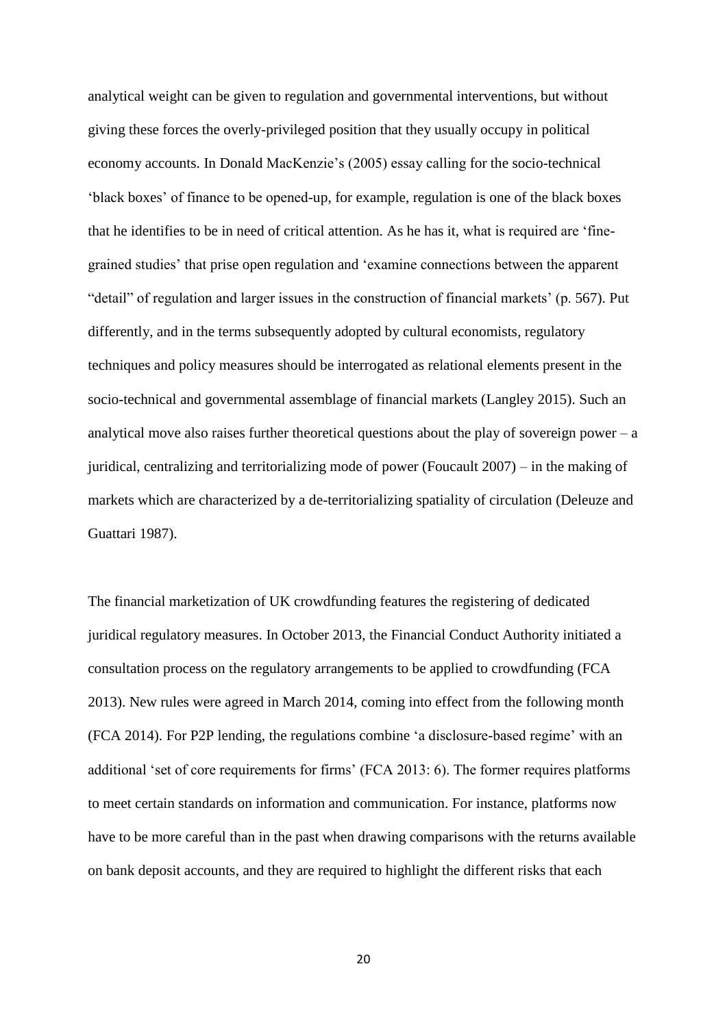analytical weight can be given to regulation and governmental interventions, but without giving these forces the overly-privileged position that they usually occupy in political economy accounts. In Donald MacKenzie's (2005) essay calling for the socio-technical 'black boxes' of finance to be opened-up, for example, regulation is one of the black boxes that he identifies to be in need of critical attention. As he has it, what is required are 'fine-grained studies' that prise open regulation and 'examine connections between the apparent "detail" of regulation and larger issues in the construction of financial markets' (p. 567). Put differently, and in the terms subsequently adopted by cultural economists, regulatory techniques and policy measures should be interrogated as relational elements present in the socio-technical and governmental assemblage of financial markets (Langley 2015). Such an analytical move also raises further theoretical questions about the play of sovereign power – a juridical, centralizing and territorializing mode of power (Foucault 2007) – in the making of markets which are characterized by a de-territorializing spatiality of circulation (Deleuze and Guattari 1987).

The financial marketization of UK crowdfunding features the registering of dedicated juridical regulatory measures. In October 2013, the Financial Conduct Authority initiated a consultation process on the regulatory arrangements to be applied to crowdfunding (FCA 2013). New rules were agreed in March 2014, coming into effect from the following month (FCA 2014). For P2P lending, the regulations combine 'a disclosure-based regime' with an additional 'set of core requirements for firms' (FCA 2013: 6). The former requires platforms to meet certain standards on information and communication. For instance, platforms now have to be more careful than in the past when drawing comparisons with the returns available on bank deposit accounts, and they are required to highlight the different risks that each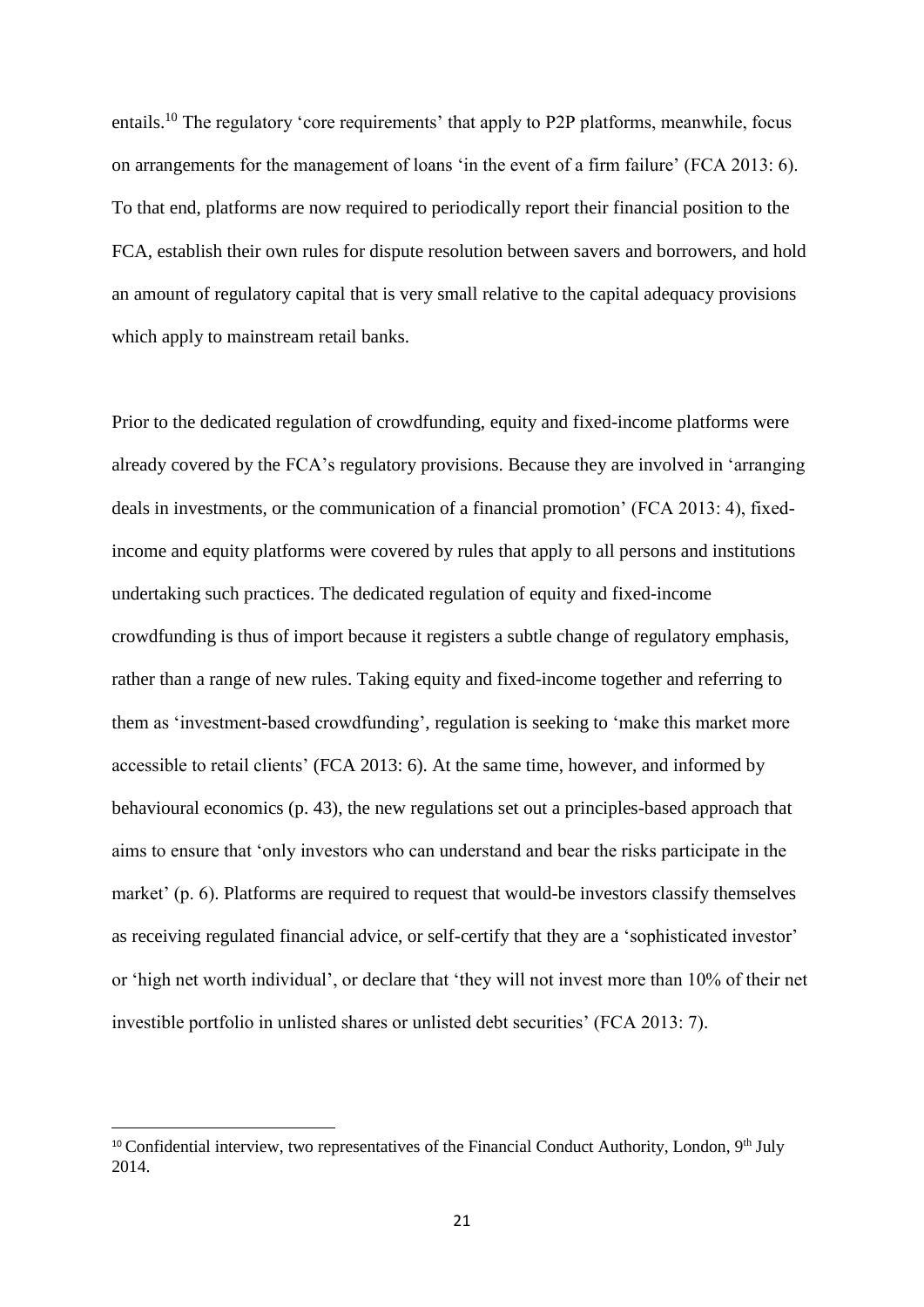entails.[10] The regulatory 'core requirements' that apply to P2P platforms, meanwhile, focus on arrangements for the management of loans 'in the event of a firm failure' (FCA 2013: 6). To that end, platforms are now required to periodically report their financial position to the FCA, establish their own rules for dispute resolution between savers and borrowers, and hold an amount of regulatory capital that is very small relative to the capital adequacy provisions which apply to mainstream retail banks.

Prior to the dedicated regulation of crowdfunding, equity and fixed-income platforms were already covered by the FCA's regulatory provisions. Because they are involved in 'arranging deals in investments, or the communication of a financial promotion' (FCA 2013: 4), fixed-income and equity platforms were covered by rules that apply to all persons and institutions undertaking such practices. The dedicated regulation of equity and fixed-income crowdfunding is thus of import because it registers a subtle change of regulatory emphasis, rather than a range of new rules. Taking equity and fixed-income together and referring to them as 'investment-based crowdfunding', regulation is seeking to 'make this market more accessible to retail clients' (FCA 2013: 6). At the same time, however, and informed by behavioural economics (p. 43), the new regulations set out a principles-based approach that aims to ensure that 'only investors who can understand and bear the risks participate in the market' (p. 6). Platforms are required to request that would-be investors classify themselves as receiving regulated financial advice, or self-certify that they are a 'sophisticated investor' or 'high net worth individual', or declare that 'they will not invest more than 10% of their net investible portfolio in unlisted shares or unlisted debt securities' (FCA 2013: 7).

[10] Confidential interview, two representatives of the Financial Conduct Authority, London, 9th July 2014.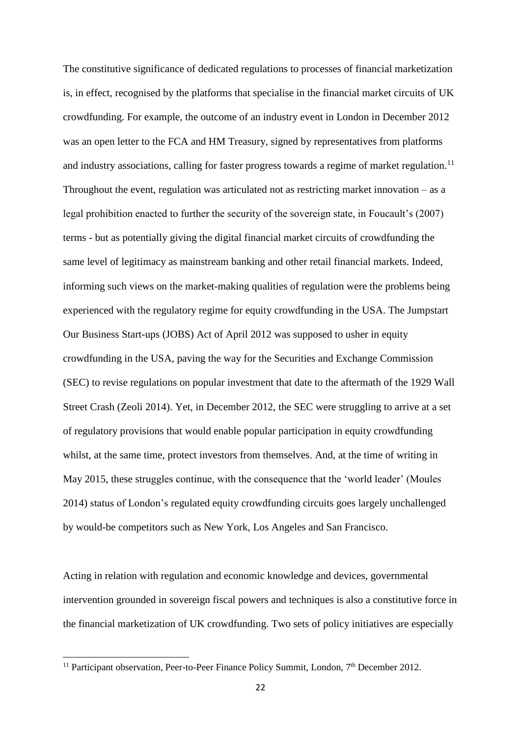The constitutive significance of dedicated regulations to processes of financial marketization is, in effect, recognised by the platforms that specialise in the financial market circuits of UK crowdfunding. For example, the outcome of an industry event in London in December 2012 was an open letter to the FCA and HM Treasury, signed by representatives from platforms and industry associations, calling for faster progress towards a regime of market regulation.[11] Throughout the event, regulation was articulated not as restricting market innovation – as a legal prohibition enacted to further the security of the sovereign state, in Foucault's (2007) terms - but as potentially giving the digital financial market circuits of crowdfunding the same level of legitimacy as mainstream banking and other retail financial markets. Indeed, informing such views on the market-making qualities of regulation were the problems being experienced with the regulatory regime for equity crowdfunding in the USA. The Jumpstart Our Business Start-ups (JOBS) Act of April 2012 was supposed to usher in equity crowdfunding in the USA, paving the way for the Securities and Exchange Commission (SEC) to revise regulations on popular investment that date to the aftermath of the 1929 Wall Street Crash (Zeoli 2014). Yet, in December 2012, the SEC were struggling to arrive at a set of regulatory provisions that would enable popular participation in equity crowdfunding whilst, at the same time, protect investors from themselves. And, at the time of writing in May 2015, these struggles continue, with the consequence that the 'world leader' (Moules 2014) status of London's regulated equity crowdfunding circuits goes largely unchallenged by would-be competitors such as New York, Los Angeles and San Francisco.

Acting in relation with regulation and economic knowledge and devices, governmental intervention grounded in sovereign fiscal powers and techniques is also a constitutive force in the financial marketization of UK crowdfunding. Two sets of policy initiatives are especially

[11] Participant observation, Peer-to-Peer Finance Policy Summit, London, 7th December 2012.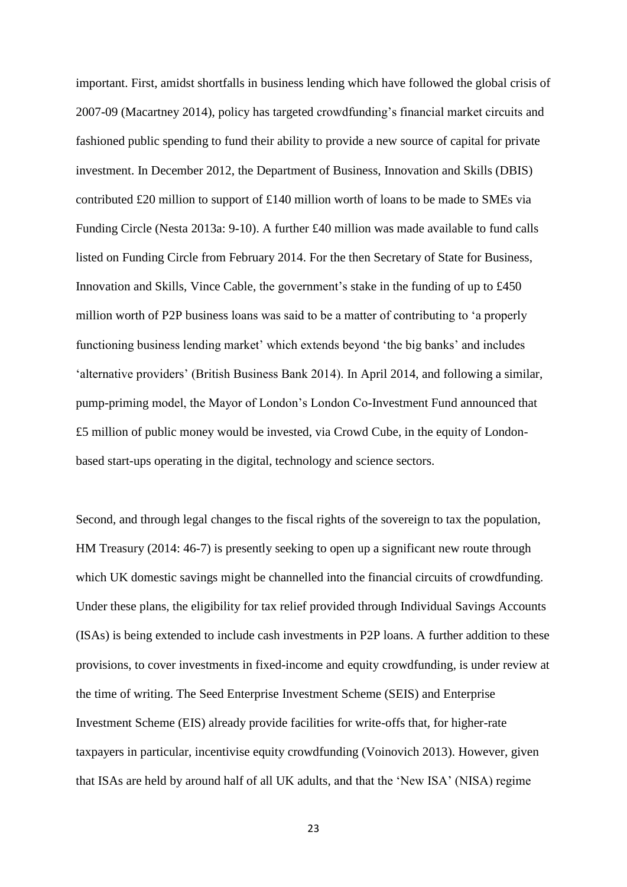important. First, amidst shortfalls in business lending which have followed the global crisis of 2007-09 (Macartney 2014), policy has targeted crowdfunding's financial market circuits and fashioned public spending to fund their ability to provide a new source of capital for private investment. In December 2012, the Department of Business, Innovation and Skills (DBIS) contributed £20 million to support of £140 million worth of loans to be made to SMEs via Funding Circle (Nesta 2013a: 9-10). A further £40 million was made available to fund calls listed on Funding Circle from February 2014. For the then Secretary of State for Business, Innovation and Skills, Vince Cable, the government's stake in the funding of up to £450 million worth of P2P business loans was said to be a matter of contributing to 'a properly functioning business lending market' which extends beyond 'the big banks' and includes 'alternative providers' (British Business Bank 2014). In April 2014, and following a similar, pump-priming model, the Mayor of London's London Co-Investment Fund announced that £5 million of public money would be invested, via Crowd Cube, in the equity of London-based start-ups operating in the digital, technology and science sectors.

Second, and through legal changes to the fiscal rights of the sovereign to tax the population, HM Treasury (2014: 46-7) is presently seeking to open up a significant new route through which UK domestic savings might be channelled into the financial circuits of crowdfunding. Under these plans, the eligibility for tax relief provided through Individual Savings Accounts (ISAs) is being extended to include cash investments in P2P loans. A further addition to these provisions, to cover investments in fixed-income and equity crowdfunding, is under review at the time of writing. The Seed Enterprise Investment Scheme (SEIS) and Enterprise Investment Scheme (EIS) already provide facilities for write-offs that, for higher-rate taxpayers in particular, incentivise equity crowdfunding (Voinovich 2013). However, given that ISAs are held by around half of all UK adults, and that the 'New ISA' (NISA) regime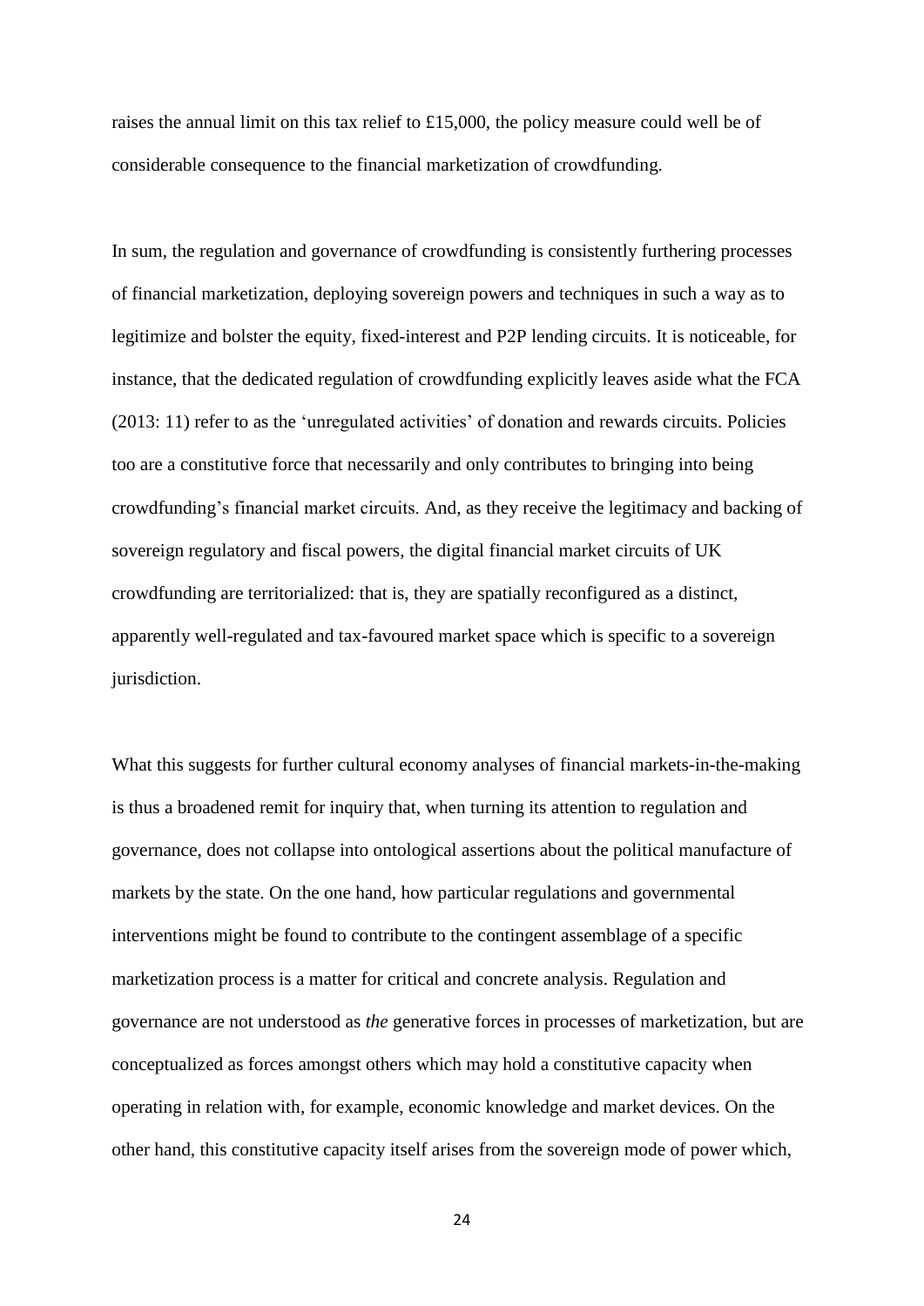raises the annual limit on this tax relief to £15,000, the policy measure could well be of considerable consequence to the financial marketization of crowdfunding.

In sum, the regulation and governance of crowdfunding is consistently furthering processes of financial marketization, deploying sovereign powers and techniques in such a way as to legitimize and bolster the equity, fixed-interest and P2P lending circuits. It is noticeable, for instance, that the dedicated regulation of crowdfunding explicitly leaves aside what the FCA (2013: 11) refer to as the 'unregulated activities' of donation and rewards circuits. Policies too are a constitutive force that necessarily and only contributes to bringing into being crowdfunding's financial market circuits. And, as they receive the legitimacy and backing of sovereign regulatory and fiscal powers, the digital financial market circuits of UK crowdfunding are territorialized: that is, they are spatially reconfigured as a distinct, apparently well-regulated and tax-favoured market space which is specific to a sovereign jurisdiction.

What this suggests for further cultural economy analyses of financial markets-in-the-making is thus a broadened remit for inquiry that, when turning its attention to regulation and governance, does not collapse into ontological assertions about the political manufacture of markets by the state. On the one hand, how particular regulations and governmental interventions might be found to contribute to the contingent assemblage of a specific marketization process is a matter for critical and concrete analysis. Regulation and governance are not understood as *the* generative forces in processes of marketization, but are conceptualized as forces amongst others which may hold a constitutive capacity when operating in relation with, for example, economic knowledge and market devices. On the other hand, this constitutive capacity itself arises from the sovereign mode of power which,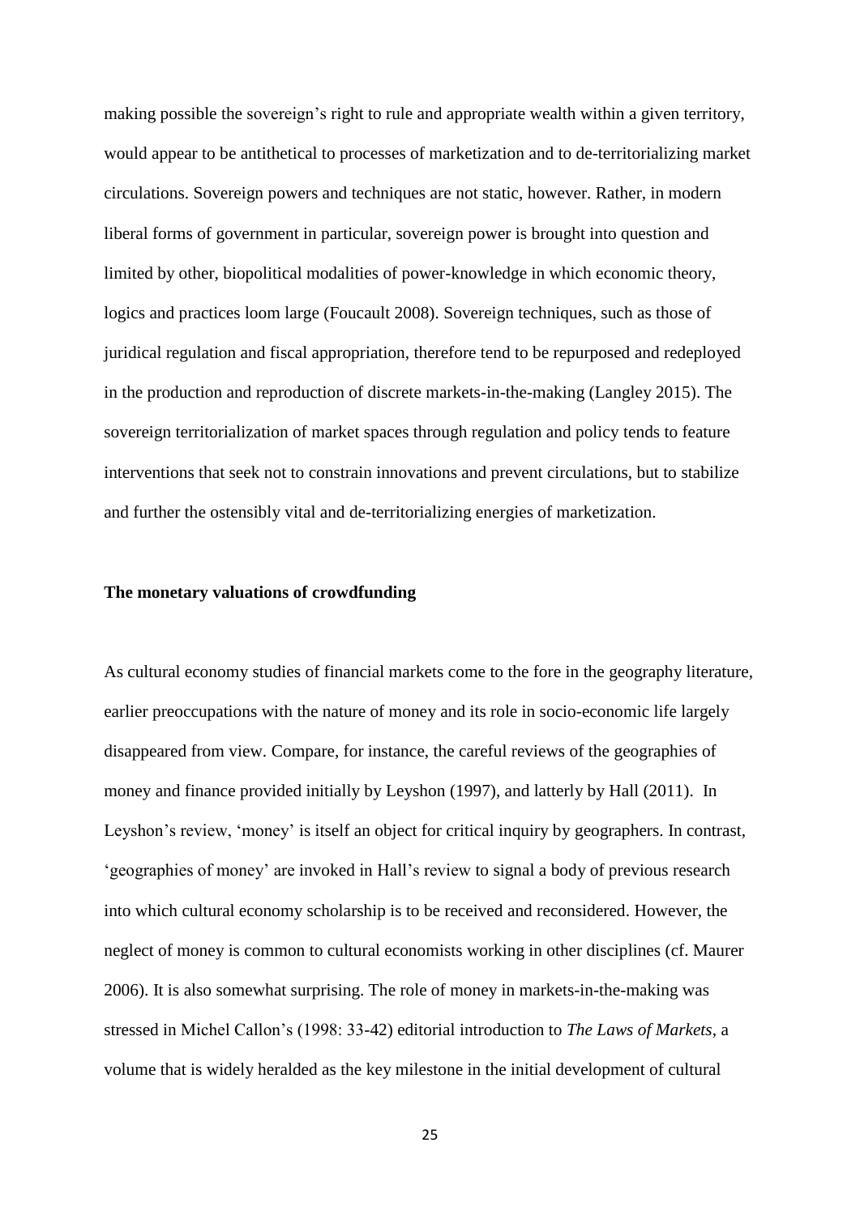making possible the sovereign's right to rule and appropriate wealth within a given territory, would appear to be antithetical to processes of marketization and to de-territorializing market circulations. Sovereign powers and techniques are not static, however. Rather, in modern liberal forms of government in particular, sovereign power is brought into question and limited by other, biopolitical modalities of power-knowledge in which economic theory, logics and practices loom large (Foucault 2008). Sovereign techniques, such as those of juridical regulation and fiscal appropriation, therefore tend to be repurposed and redeployed in the production and reproduction of discrete markets-in-the-making (Langley 2015). The sovereign territorialization of market spaces through regulation and policy tends to feature interventions that seek not to constrain innovations and prevent circulations, but to stabilize and further the ostensibly vital and de-territorializing energies of marketization.

**The monetary valuations of crowdfunding**

As cultural economy studies of financial markets come to the fore in the geography literature, earlier preoccupations with the nature of money and its role in socio-economic life largely disappeared from view. Compare, for instance, the careful reviews of the geographies of money and finance provided initially by Leyshon (1997), and latterly by Hall (2011). In Leyshon's review, 'money' is itself an object for critical inquiry by geographers. In contrast, 'geographies of money' are invoked in Hall's review to signal a body of previous research into which cultural economy scholarship is to be received and reconsidered. However, the neglect of money is common to cultural economists working in other disciplines (cf. Maurer 2006). It is also somewhat surprising. The role of money in markets-in-the-making was stressed in Michel Callon's (1998: 33-42) editorial introduction to *The Laws of Markets*, a volume that is widely heralded as the key milestone in the initial development of cultural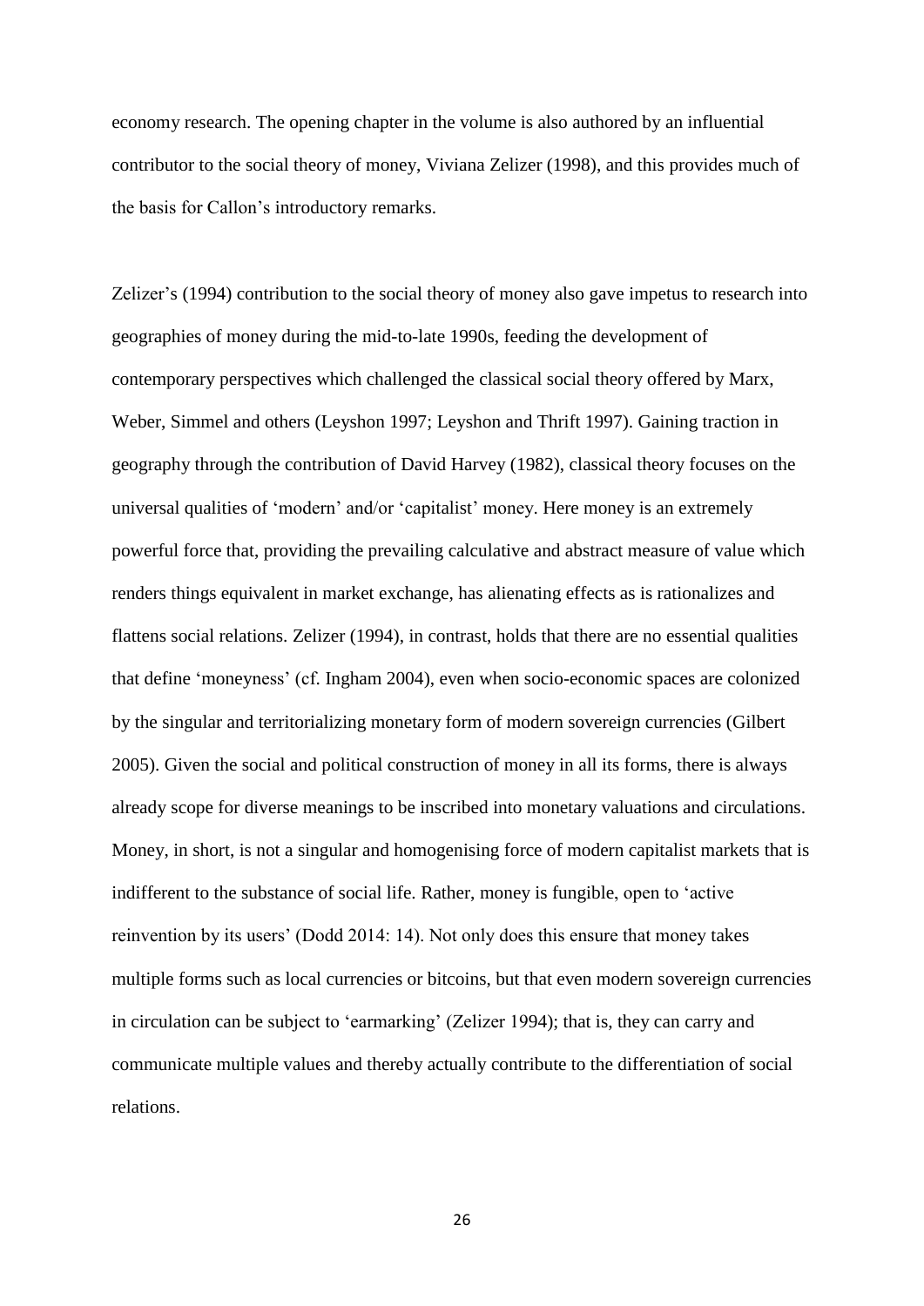economy research. The opening chapter in the volume is also authored by an influential contributor to the social theory of money, Viviana Zelizer (1998), and this provides much of the basis for Callon's introductory remarks.

Zelizer's (1994) contribution to the social theory of money also gave impetus to research into geographies of money during the mid-to-late 1990s, feeding the development of contemporary perspectives which challenged the classical social theory offered by Marx, Weber, Simmel and others (Leyshon 1997; Leyshon and Thrift 1997). Gaining traction in geography through the contribution of David Harvey (1982), classical theory focuses on the universal qualities of 'modern' and/or 'capitalist' money. Here money is an extremely powerful force that, providing the prevailing calculative and abstract measure of value which renders things equivalent in market exchange, has alienating effects as is rationalizes and flattens social relations. Zelizer (1994), in contrast, holds that there are no essential qualities that define 'moneyness' (cf. Ingham 2004), even when socio-economic spaces are colonized by the singular and territorializing monetary form of modern sovereign currencies (Gilbert 2005). Given the social and political construction of money in all its forms, there is always already scope for diverse meanings to be inscribed into monetary valuations and circulations. Money, in short, is not a singular and homogenising force of modern capitalist markets that is indifferent to the substance of social life. Rather, money is fungible, open to 'active reinvention by its users' (Dodd 2014: 14). Not only does this ensure that money takes multiple forms such as local currencies or bitcoins, but that even modern sovereign currencies in circulation can be subject to 'earmarking' (Zelizer 1994); that is, they can carry and communicate multiple values and thereby actually contribute to the differentiation of social relations.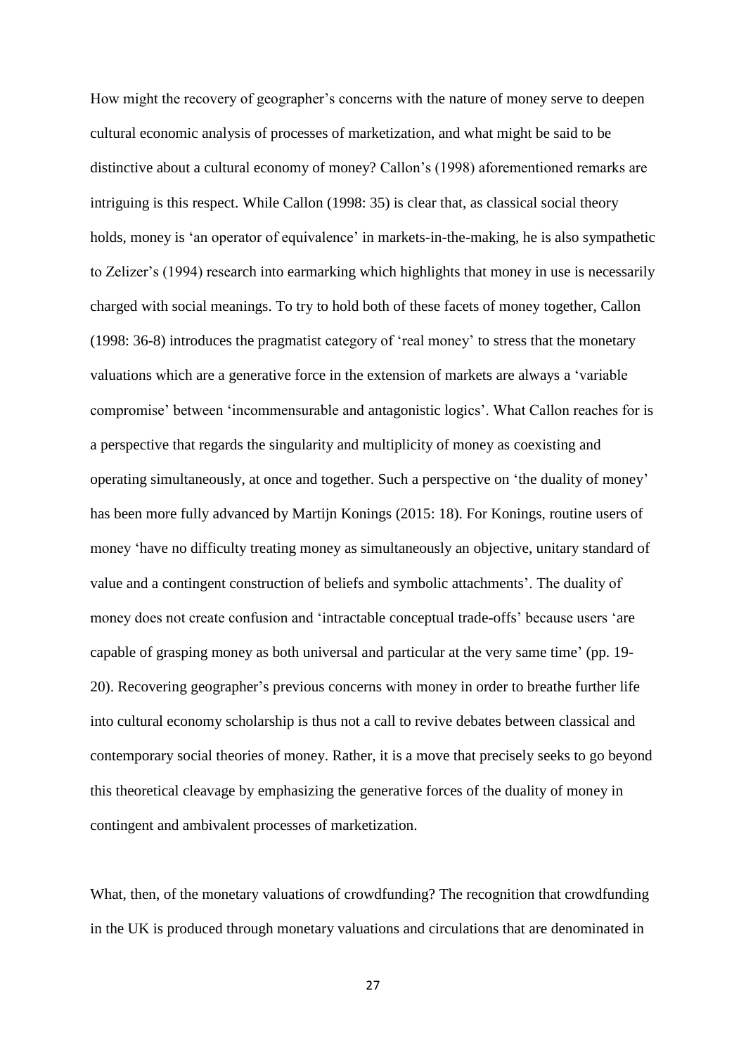How might the recovery of geographer's concerns with the nature of money serve to deepen cultural economic analysis of processes of marketization, and what might be said to be distinctive about a cultural economy of money? Callon's (1998) aforementioned remarks are intriguing is this respect. While Callon (1998: 35) is clear that, as classical social theory holds, money is 'an operator of equivalence' in markets-in-the-making, he is also sympathetic to Zelizer's (1994) research into earmarking which highlights that money in use is necessarily charged with social meanings. To try to hold both of these facets of money together, Callon (1998: 36-8) introduces the pragmatist category of 'real money' to stress that the monetary valuations which are a generative force in the extension of markets are always a 'variable compromise' between 'incommensurable and antagonistic logics'. What Callon reaches for is a perspective that regards the singularity and multiplicity of money as coexisting and operating simultaneously, at once and together. Such a perspective on 'the duality of money' has been more fully advanced by Martijn Konings (2015: 18). For Konings, routine users of money 'have no difficulty treating money as simultaneously an objective, unitary standard of value and a contingent construction of beliefs and symbolic attachments'. The duality of money does not create confusion and 'intractable conceptual trade-offs' because users 'are capable of grasping money as both universal and particular at the very same time' (pp. 19-20). Recovering geographer's previous concerns with money in order to breathe further life into cultural economy scholarship is thus not a call to revive debates between classical and contemporary social theories of money. Rather, it is a move that precisely seeks to go beyond this theoretical cleavage by emphasizing the generative forces of the duality of money in contingent and ambivalent processes of marketization.

What, then, of the monetary valuations of crowdfunding? The recognition that crowdfunding in the UK is produced through monetary valuations and circulations that are denominated in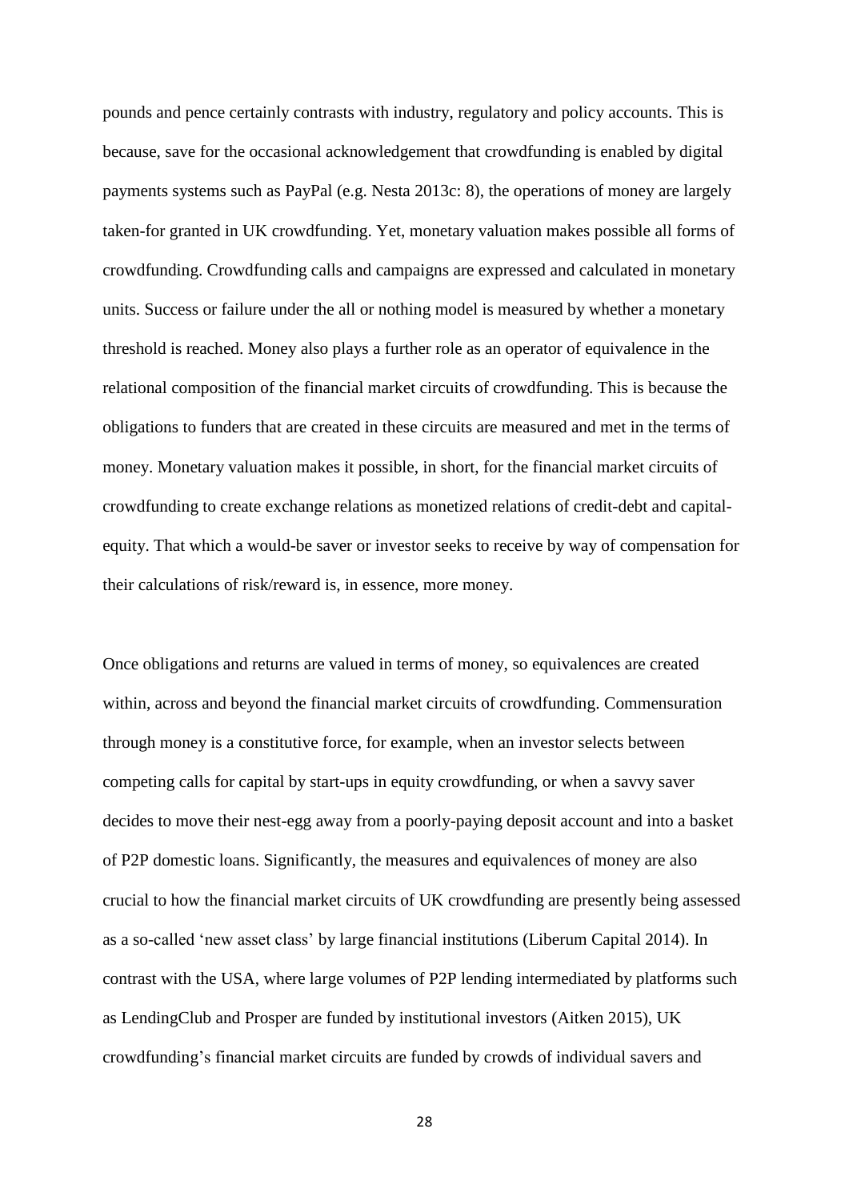pounds and pence certainly contrasts with industry, regulatory and policy accounts. This is because, save for the occasional acknowledgement that crowdfunding is enabled by digital payments systems such as PayPal (e.g. Nesta 2013c: 8), the operations of money are largely taken-for granted in UK crowdfunding. Yet, monetary valuation makes possible all forms of crowdfunding. Crowdfunding calls and campaigns are expressed and calculated in monetary units. Success or failure under the all or nothing model is measured by whether a monetary threshold is reached. Money also plays a further role as an operator of equivalence in the relational composition of the financial market circuits of crowdfunding. This is because the obligations to funders that are created in these circuits are measured and met in the terms of money. Monetary valuation makes it possible, in short, for the financial market circuits of crowdfunding to create exchange relations as monetized relations of credit-debt and capital-equity. That which a would-be saver or investor seeks to receive by way of compensation for their calculations of risk/reward is, in essence, more money.

Once obligations and returns are valued in terms of money, so equivalences are created within, across and beyond the financial market circuits of crowdfunding. Commensuration through money is a constitutive force, for example, when an investor selects between competing calls for capital by start-ups in equity crowdfunding, or when a savvy saver decides to move their nest-egg away from a poorly-paying deposit account and into a basket of P2P domestic loans. Significantly, the measures and equivalences of money are also crucial to how the financial market circuits of UK crowdfunding are presently being assessed as a so-called 'new asset class' by large financial institutions (Liberum Capital 2014). In contrast with the USA, where large volumes of P2P lending intermediated by platforms such as LendingClub and Prosper are funded by institutional investors (Aitken 2015), UK crowdfunding's financial market circuits are funded by crowds of individual savers and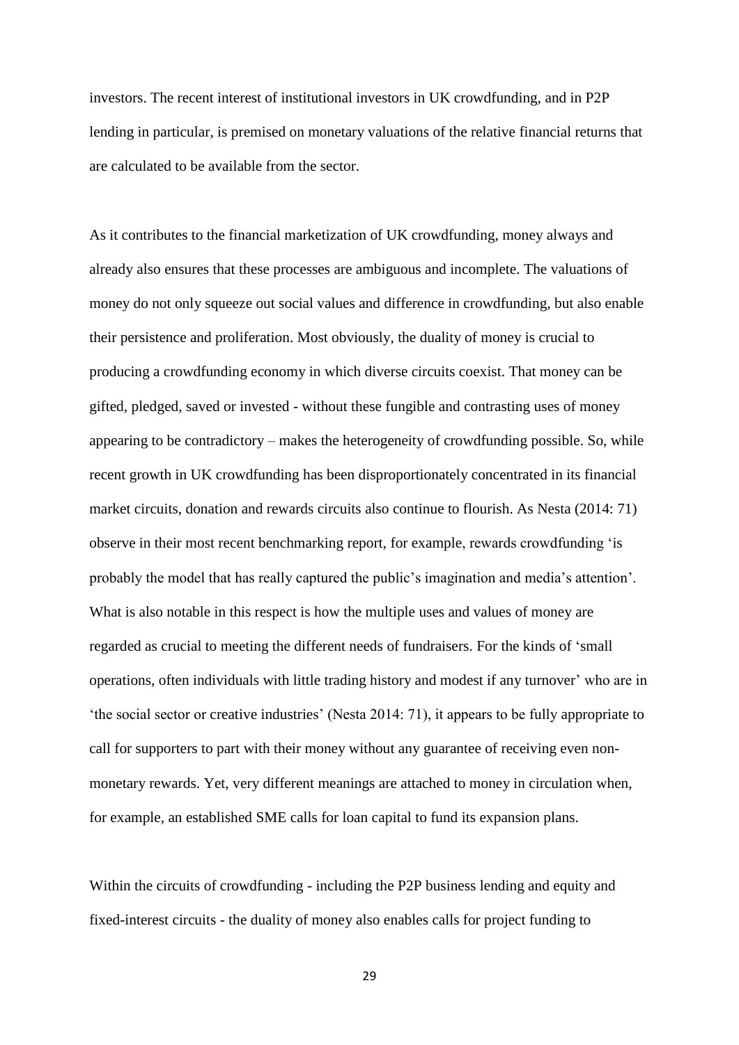investors. The recent interest of institutional investors in UK crowdfunding, and in P2P lending in particular, is premised on monetary valuations of the relative financial returns that are calculated to be available from the sector.

As it contributes to the financial marketization of UK crowdfunding, money always and already also ensures that these processes are ambiguous and incomplete. The valuations of money do not only squeeze out social values and difference in crowdfunding, but also enable their persistence and proliferation. Most obviously, the duality of money is crucial to producing a crowdfunding economy in which diverse circuits coexist. That money can be gifted, pledged, saved or invested - without these fungible and contrasting uses of money appearing to be contradictory – makes the heterogeneity of crowdfunding possible. So, while recent growth in UK crowdfunding has been disproportionately concentrated in its financial market circuits, donation and rewards circuits also continue to flourish. As Nesta (2014: 71) observe in their most recent benchmarking report, for example, rewards crowdfunding 'is probably the model that has really captured the public's imagination and media's attention'. What is also notable in this respect is how the multiple uses and values of money are regarded as crucial to meeting the different needs of fundraisers. For the kinds of 'small operations, often individuals with little trading history and modest if any turnover' who are in 'the social sector or creative industries' (Nesta 2014: 71), it appears to be fully appropriate to call for supporters to part with their money without any guarantee of receiving even non-monetary rewards. Yet, very different meanings are attached to money in circulation when, for example, an established SME calls for loan capital to fund its expansion plans.

Within the circuits of crowdfunding - including the P2P business lending and equity and fixed-interest circuits - the duality of money also enables calls for project funding to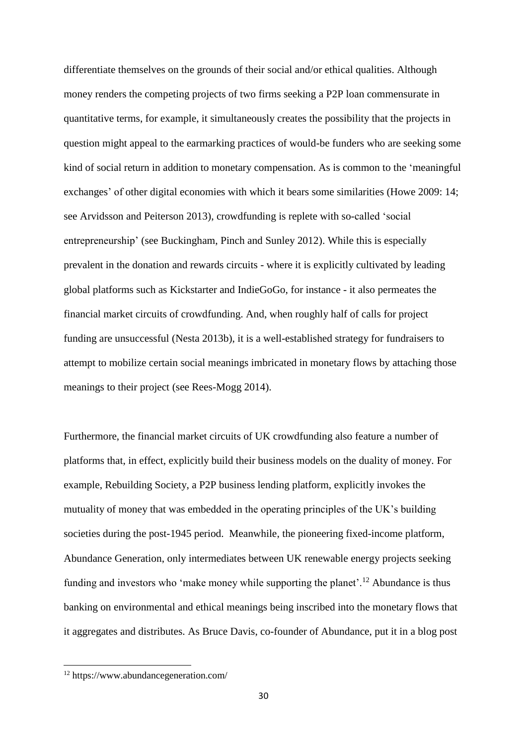differentiate themselves on the grounds of their social and/or ethical qualities. Although money renders the competing projects of two firms seeking a P2P loan commensurate in quantitative terms, for example, it simultaneously creates the possibility that the projects in question might appeal to the earmarking practices of would-be funders who are seeking some kind of social return in addition to monetary compensation. As is common to the 'meaningful exchanges' of other digital economies with which it bears some similarities (Howe 2009: 14; see Arvidsson and Peiterson 2013), crowdfunding is replete with so-called 'social entrepreneurship' (see Buckingham, Pinch and Sunley 2012). While this is especially prevalent in the donation and rewards circuits - where it is explicitly cultivated by leading global platforms such as Kickstarter and IndieGoGo, for instance - it also permeates the financial market circuits of crowdfunding. And, when roughly half of calls for project funding are unsuccessful (Nesta 2013b), it is a well-established strategy for fundraisers to attempt to mobilize certain social meanings imbricated in monetary flows by attaching those meanings to their project (see Rees-Mogg 2014).

Furthermore, the financial market circuits of UK crowdfunding also feature a number of platforms that, in effect, explicitly build their business models on the duality of money. For example, Rebuilding Society, a P2P business lending platform, explicitly invokes the mutuality of money that was embedded in the operating principles of the UK's building societies during the post-1945 period. Meanwhile, the pioneering fixed-income platform, Abundance Generation, only intermediates between UK renewable energy projects seeking funding and investors who 'make money while supporting the planet'.[12] Abundance is thus banking on environmental and ethical meanings being inscribed into the monetary flows that it aggregates and distributes. As Bruce Davis, co-founder of Abundance, put it in a blog post

[12] https://www.abundancegeneration.com/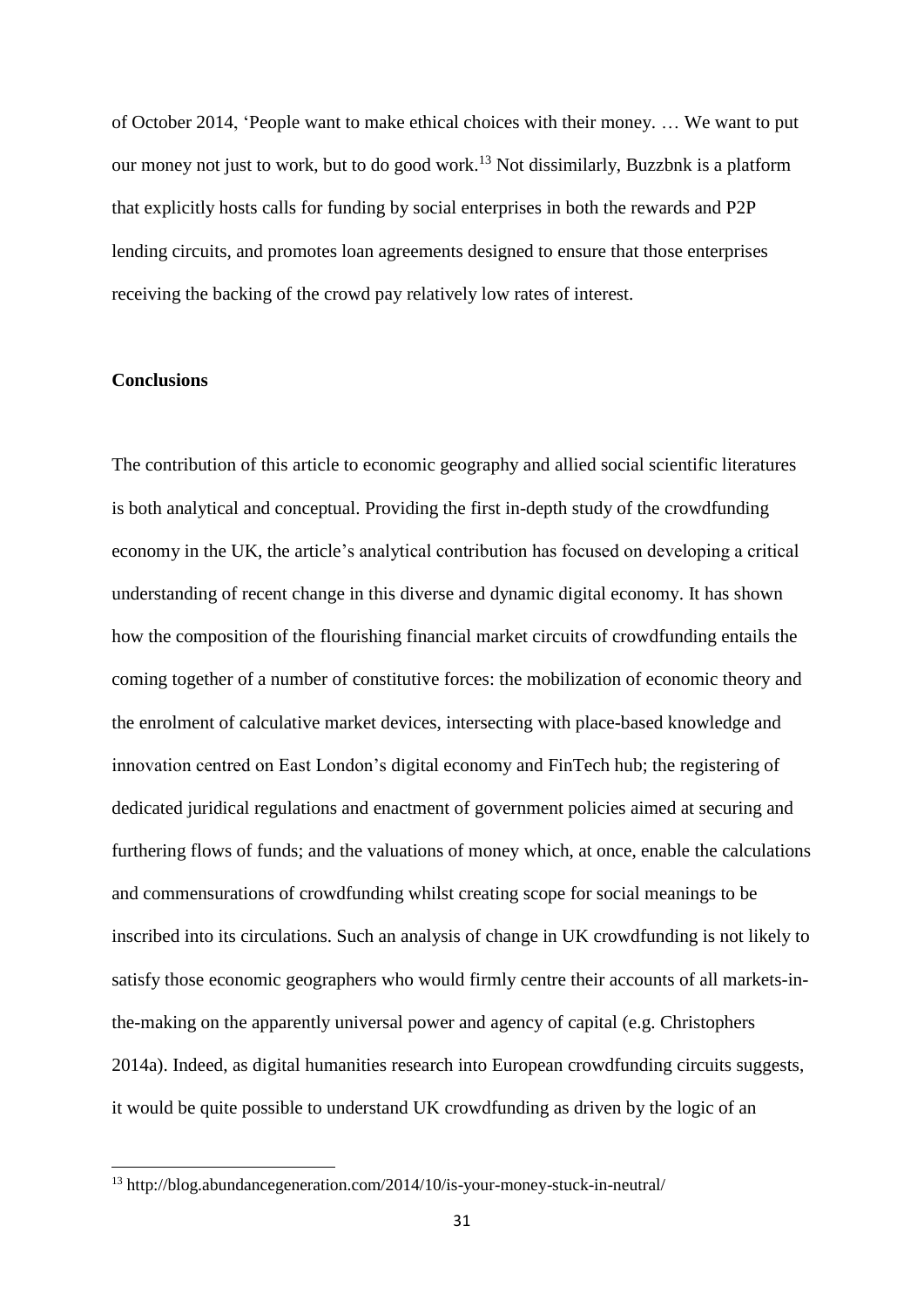of October 2014, 'People want to make ethical choices with their money. … We want to put our money not just to work, but to do good work.[13] Not dissimilarly, Buzzbnk is a platform that explicitly hosts calls for funding by social enterprises in both the rewards and P2P lending circuits, and promotes loan agreements designed to ensure that those enterprises receiving the backing of the crowd pay relatively low rates of interest.

## Conclusions

The contribution of this article to economic geography and allied social scientific literatures is both analytical and conceptual. Providing the first in-depth study of the crowdfunding economy in the UK, the article's analytical contribution has focused on developing a critical understanding of recent change in this diverse and dynamic digital economy. It has shown how the composition of the flourishing financial market circuits of crowdfunding entails the coming together of a number of constitutive forces: the mobilization of economic theory and the enrolment of calculative market devices, intersecting with place-based knowledge and innovation centred on East London's digital economy and FinTech hub; the registering of dedicated juridical regulations and enactment of government policies aimed at securing and furthering flows of funds; and the valuations of money which, at once, enable the calculations and commensurations of crowdfunding whilst creating scope for social meanings to be inscribed into its circulations. Such an analysis of change in UK crowdfunding is not likely to satisfy those economic geographers who would firmly centre their accounts of all markets-in-the-making on the apparently universal power and agency of capital (e.g. Christophers 2014a). Indeed, as digital humanities research into European crowdfunding circuits suggests, it would be quite possible to understand UK crowdfunding as driven by the logic of an

[13] http://blog.abundancegeneration.com/2014/10/is-your-money-stuck-in-neutral/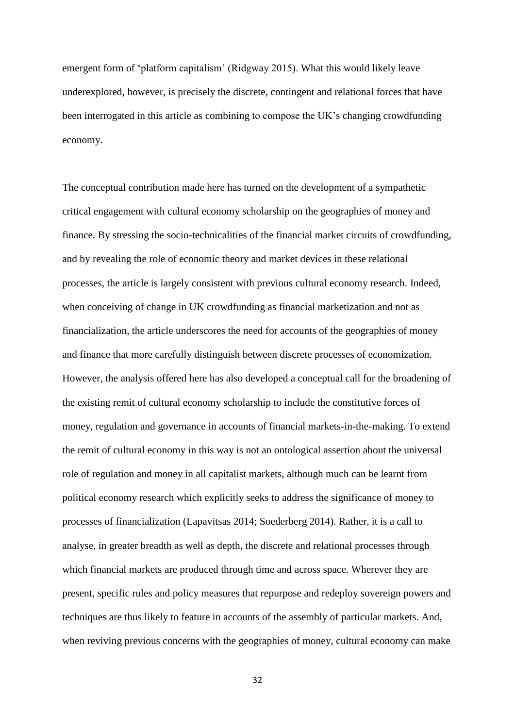emergent form of 'platform capitalism' (Ridgway 2015). What this would likely leave underexplored, however, is precisely the discrete, contingent and relational forces that have been interrogated in this article as combining to compose the UK's changing crowdfunding economy.

The conceptual contribution made here has turned on the development of a sympathetic critical engagement with cultural economy scholarship on the geographies of money and finance. By stressing the socio-technicalities of the financial market circuits of crowdfunding, and by revealing the role of economic theory and market devices in these relational processes, the article is largely consistent with previous cultural economy research. Indeed, when conceiving of change in UK crowdfunding as financial marketization and not as financialization, the article underscores the need for accounts of the geographies of money and finance that more carefully distinguish between discrete processes of economization. However, the analysis offered here has also developed a conceptual call for the broadening of the existing remit of cultural economy scholarship to include the constitutive forces of money, regulation and governance in accounts of financial markets-in-the-making. To extend the remit of cultural economy in this way is not an ontological assertion about the universal role of regulation and money in all capitalist markets, although much can be learnt from political economy research which explicitly seeks to address the significance of money to processes of financialization (Lapavitsas 2014; Soederberg 2014). Rather, it is a call to analyse, in greater breadth as well as depth, the discrete and relational processes through which financial markets are produced through time and across space. Wherever they are present, specific rules and policy measures that repurpose and redeploy sovereign powers and techniques are thus likely to feature in accounts of the assembly of particular markets. And, when reviving previous concerns with the geographies of money, cultural economy can make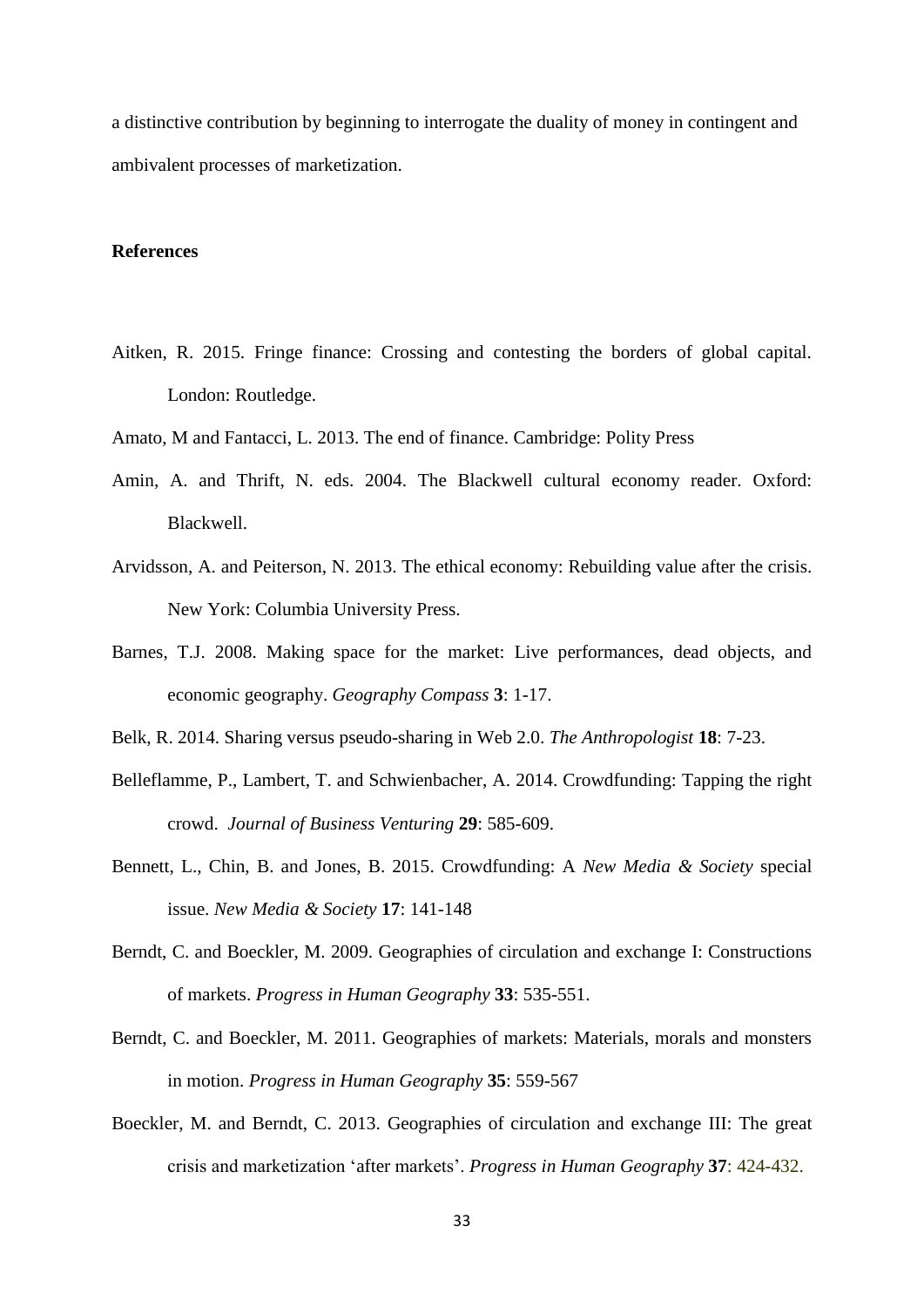a distinctive contribution by beginning to interrogate the duality of money in contingent and ambivalent processes of marketization.

## References

Aitken, R. 2015. Fringe finance: Crossing and contesting the borders of global capital. London: Routledge.

Amato, M and Fantacci, L. 2013. The end of finance. Cambridge: Polity Press

Amin, A. and Thrift, N. eds. 2004. The Blackwell cultural economy reader. Oxford: Blackwell.

Arvidsson, A. and Peiterson, N. 2013. The ethical economy: Rebuilding value after the crisis. New York: Columbia University Press.

Barnes, T.J. 2008. Making space for the market: Live performances, dead objects, and economic geography. *Geography Compass* **3**: 1-17.

Belk, R. 2014. Sharing versus pseudo-sharing in Web 2.0. *The Anthropologist* **18**: 7-23.

Belleflamme, P., Lambert, T. and Schwienbacher, A. 2014. Crowdfunding: Tapping the right crowd. *Journal of Business Venturing* **29**: 585-609.

Bennett, L., Chin, B. and Jones, B. 2015. Crowdfunding: A *New Media & Society* special issue. *New Media & Society* **17**: 141-148

Berndt, C. and Boeckler, M. 2009. Geographies of circulation and exchange I: Constructions of markets. *Progress in Human Geography* **33**: 535-551.

Berndt, C. and Boeckler, M. 2011. Geographies of markets: Materials, morals and monsters in motion. *Progress in Human Geography* **35**: 559-567

Boeckler, M. and Berndt, C. 2013. Geographies of circulation and exchange III: The great crisis and marketization 'after markets'. *Progress in Human Geography* **37**: 424-432.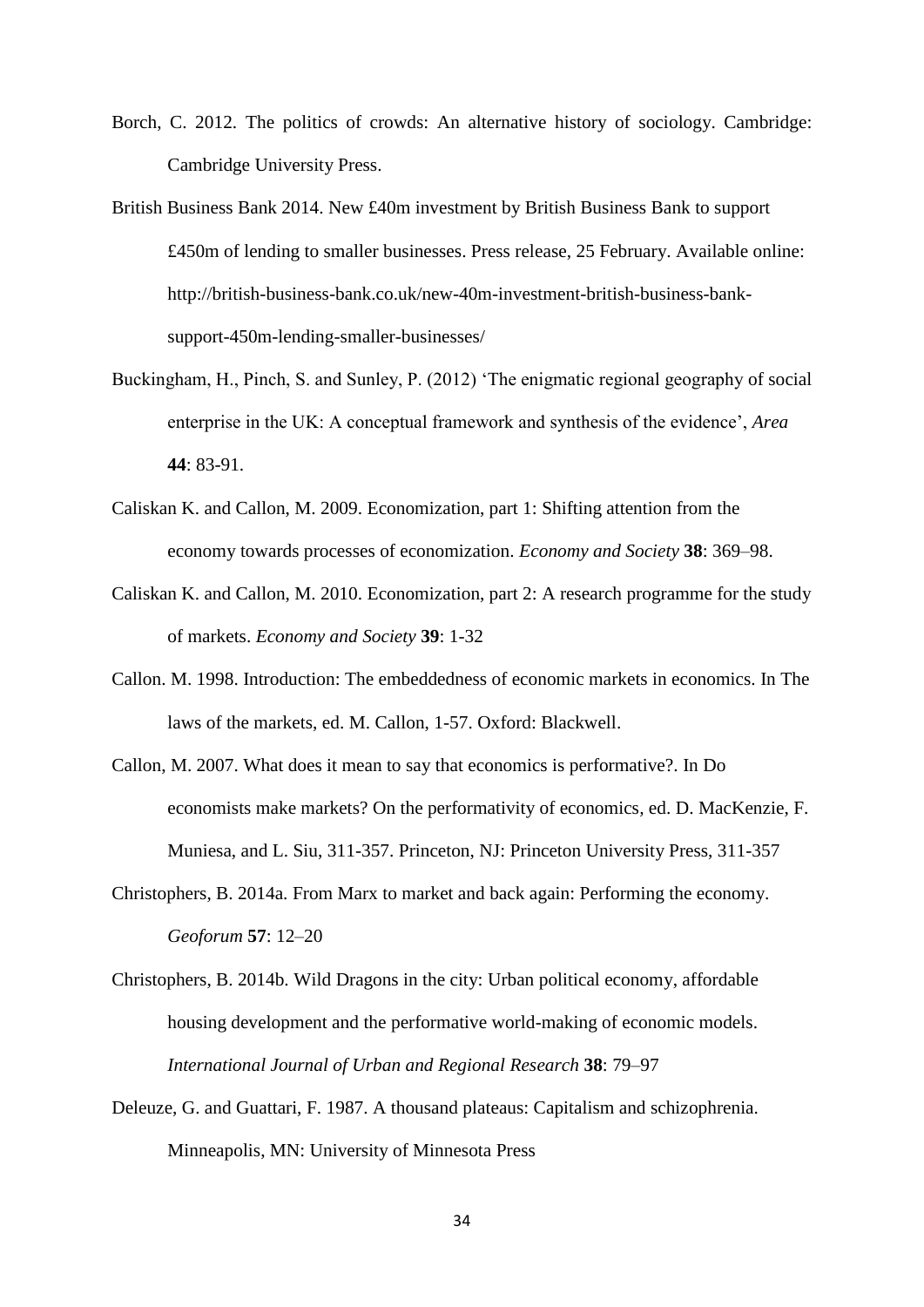Borch, C. 2012. The politics of crowds: An alternative history of sociology. Cambridge: Cambridge University Press.

British Business Bank 2014. New £40m investment by British Business Bank to support £450m of lending to smaller businesses. Press release, 25 February. Available online: http://british-business-bank.co.uk/new-40m-investment-british-business-bank-support-450m-lending-smaller-businesses/

Buckingham, H., Pinch, S. and Sunley, P. (2012) 'The enigmatic regional geography of social enterprise in the UK: A conceptual framework and synthesis of the evidence', *Area* **44**: 83-91.

Caliskan K. and Callon, M. 2009. Economization, part 1: Shifting attention from the economy towards processes of economization. *Economy and Society* **38**: 369–98.

Caliskan K. and Callon, M. 2010. Economization, part 2: A research programme for the study of markets. *Economy and Society* **39**: 1-32

Callon. M. 1998. Introduction: The embeddedness of economic markets in economics. In The laws of the markets, ed. M. Callon, 1-57. Oxford: Blackwell.

Callon, M. 2007. What does it mean to say that economics is performative?. In Do economists make markets? On the performativity of economics, ed. D. MacKenzie, F. Muniesa, and L. Siu, 311-357. Princeton, NJ: Princeton University Press, 311-357

Christophers, B. 2014a. From Marx to market and back again: Performing the economy. *Geoforum* **57**: 12–20

Christophers, B. 2014b. Wild Dragons in the city: Urban political economy, affordable housing development and the performative world-making of economic models. *International Journal of Urban and Regional Research* **38**: 79–97

Deleuze, G. and Guattari, F. 1987. A thousand plateaus: Capitalism and schizophrenia. Minneapolis, MN: University of Minnesota Press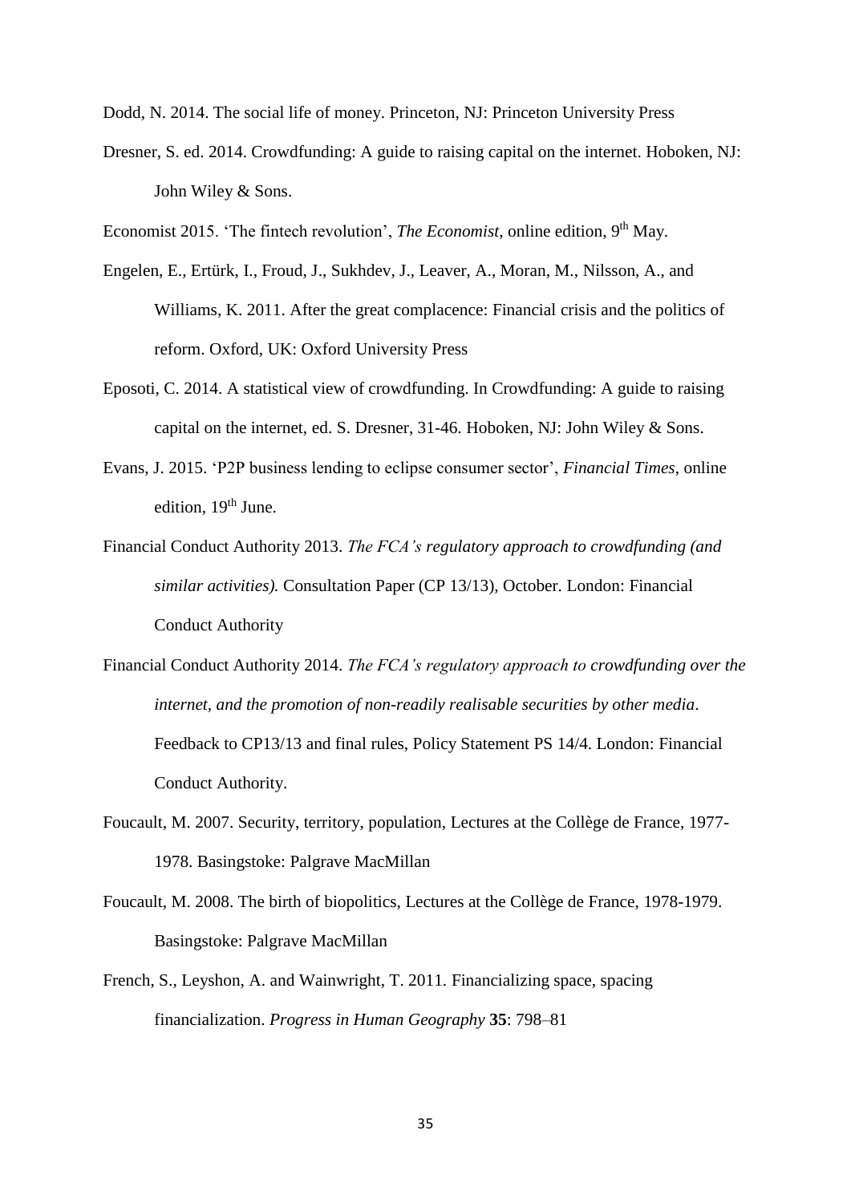Dodd, N. 2014. The social life of money. Princeton, NJ: Princeton University Press

Dresner, S. ed. 2014. Crowdfunding: A guide to raising capital on the internet. Hoboken, NJ: John Wiley & Sons.

Economist 2015. 'The fintech revolution', *The Economist*, online edition, 9th May.

Engelen, E., Ertürk, I., Froud, J., Sukhdev, J., Leaver, A., Moran, M., Nilsson, A., and Williams, K. 2011. After the great complacence: Financial crisis and the politics of reform. Oxford, UK: Oxford University Press

Eposoti, C. 2014. A statistical view of crowdfunding. In Crowdfunding: A guide to raising capital on the internet, ed. S. Dresner, 31-46. Hoboken, NJ: John Wiley & Sons.

Evans, J. 2015. 'P2P business lending to eclipse consumer sector', *Financial Times*, online edition, 19th June.

Financial Conduct Authority 2013. *The FCA's regulatory approach to crowdfunding (and similar activities).* Consultation Paper (CP 13/13), October. London: Financial Conduct Authority

Financial Conduct Authority 2014. *The FCA's regulatory approach to crowdfunding over the internet, and the promotion of non-readily realisable securities by other media*. Feedback to CP13/13 and final rules, Policy Statement PS 14/4. London: Financial Conduct Authority.

Foucault, M. 2007. Security, territory, population, Lectures at the Collège de France, 1977-1978. Basingstoke: Palgrave MacMillan

Foucault, M. 2008. The birth of biopolitics, Lectures at the Collège de France, 1978-1979. Basingstoke: Palgrave MacMillan

French, S., Leyshon, A. and Wainwright, T. 2011. Financializing space, spacing financialization. *Progress in Human Geography* **35**: 798–81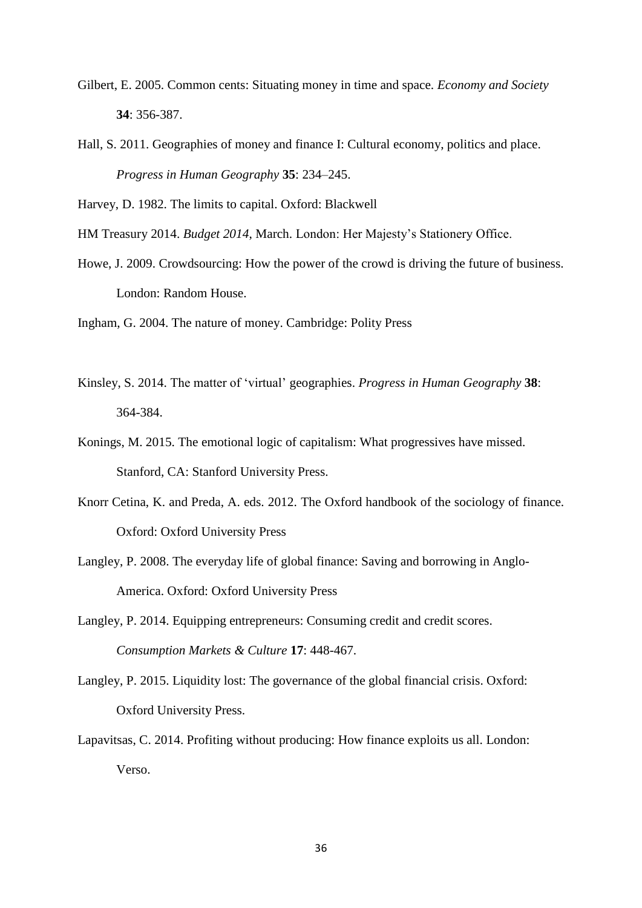Gilbert, E. 2005. Common cents: Situating money in time and space. *Economy and Society* **34**: 356-387.

Hall, S. 2011. Geographies of money and finance I: Cultural economy, politics and place. *Progress in Human Geography* **35**: 234–245.

Harvey, D. 1982. The limits to capital. Oxford: Blackwell

HM Treasury 2014. *Budget 2014*, March. London: Her Majesty's Stationery Office.

Howe, J. 2009. Crowdsourcing: How the power of the crowd is driving the future of business. London: Random House.

Ingham, G. 2004. The nature of money. Cambridge: Polity Press

Kinsley, S. 2014. The matter of 'virtual' geographies. *Progress in Human Geography* **38**: 364-384.

Konings, M. 2015. The emotional logic of capitalism: What progressives have missed. Stanford, CA: Stanford University Press.

Knorr Cetina, K. and Preda, A. eds. 2012. The Oxford handbook of the sociology of finance. Oxford: Oxford University Press

Langley, P. 2008. The everyday life of global finance: Saving and borrowing in Anglo-America. Oxford: Oxford University Press

Langley, P. 2014. Equipping entrepreneurs: Consuming credit and credit scores. *Consumption Markets & Culture* **17**: 448-467.

Langley, P. 2015. Liquidity lost: The governance of the global financial crisis. Oxford: Oxford University Press.

Lapavitsas, C. 2014. Profiting without producing: How finance exploits us all. London: Verso.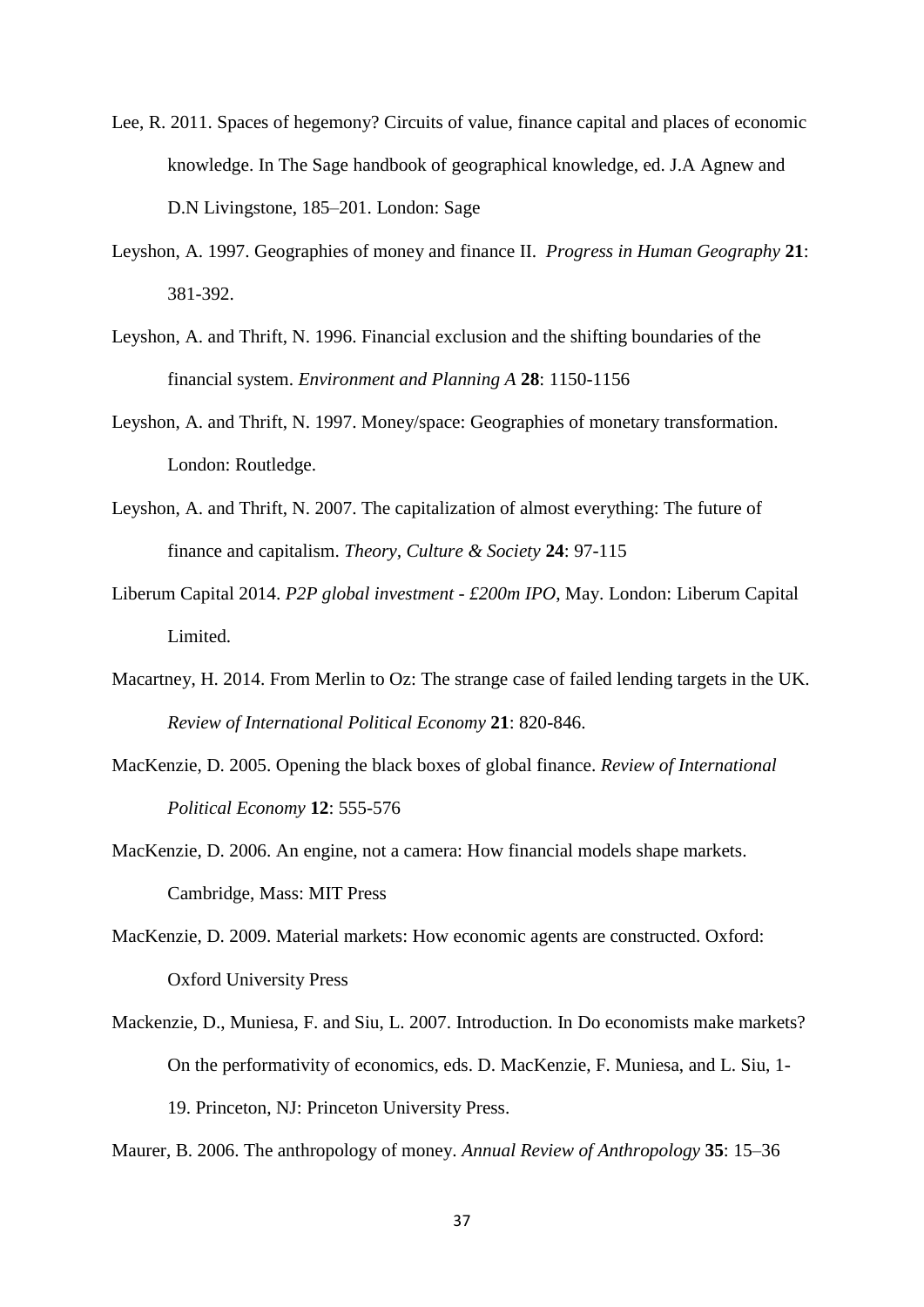Lee, R. 2011. Spaces of hegemony? Circuits of value, finance capital and places of economic knowledge. In The Sage handbook of geographical knowledge, ed. J.A Agnew and D.N Livingstone, 185–201. London: Sage

Leyshon, A. 1997. Geographies of money and finance II. *Progress in Human Geography* **21**: 381-392.

Leyshon, A. and Thrift, N. 1996. Financial exclusion and the shifting boundaries of the financial system. *Environment and Planning A* **28**: 1150-1156

Leyshon, A. and Thrift, N. 1997. Money/space: Geographies of monetary transformation. London: Routledge.

Leyshon, A. and Thrift, N. 2007. The capitalization of almost everything: The future of finance and capitalism. *Theory, Culture & Society* **24**: 97-115

Liberum Capital 2014. *P2P global investment - £200m IPO*, May. London: Liberum Capital Limited.

Macartney, H. 2014. From Merlin to Oz: The strange case of failed lending targets in the UK. *Review of International Political Economy* **21**: 820-846.

MacKenzie, D. 2005. Opening the black boxes of global finance. *Review of International Political Economy* **12**: 555-576

MacKenzie, D. 2006. An engine, not a camera: How financial models shape markets. Cambridge, Mass: MIT Press

MacKenzie, D. 2009. Material markets: How economic agents are constructed. Oxford: Oxford University Press

Mackenzie, D., Muniesa, F. and Siu, L. 2007. Introduction. In Do economists make markets? On the performativity of economics, eds. D. MacKenzie, F. Muniesa, and L. Siu, 1-19. Princeton, NJ: Princeton University Press.

Maurer, B. 2006. The anthropology of money. *Annual Review of Anthropology* **35**: 15–36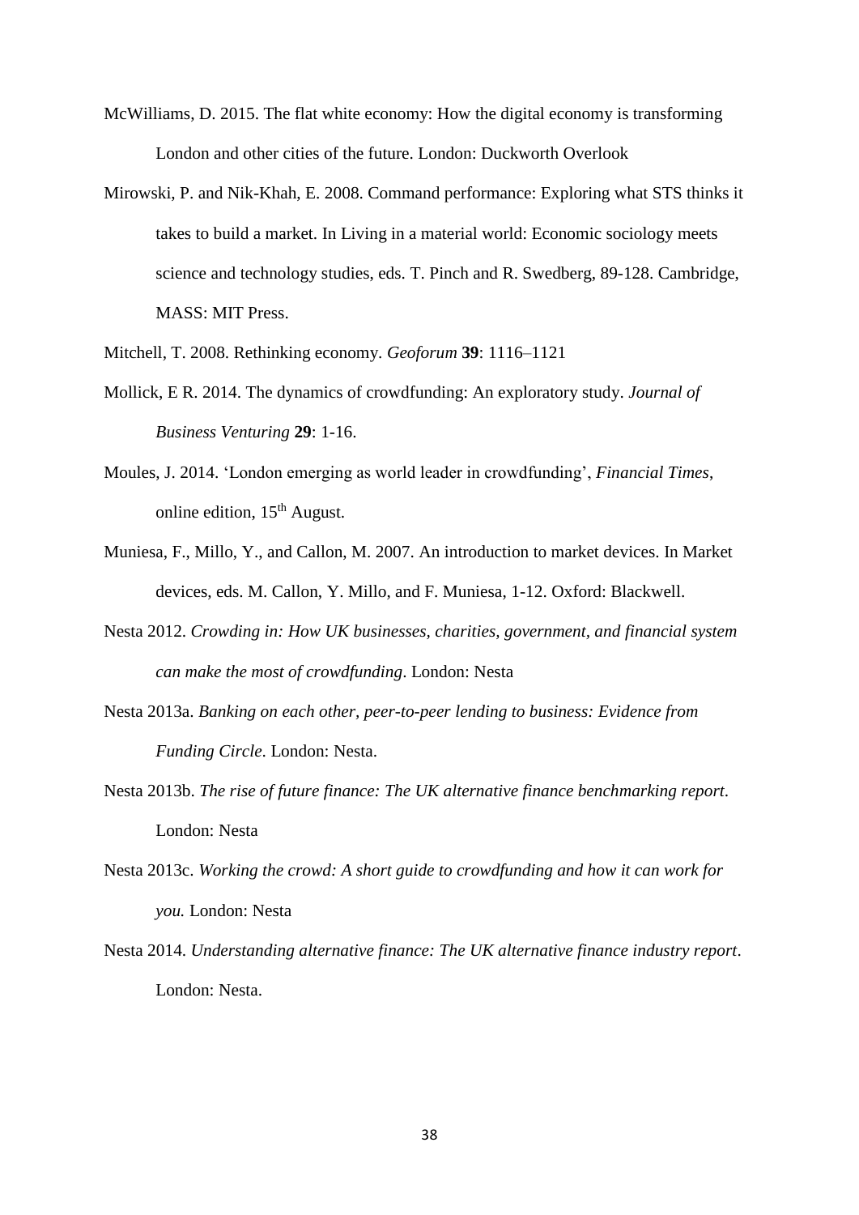McWilliams, D. 2015. The flat white economy: How the digital economy is transforming London and other cities of the future. London: Duckworth Overlook

Mirowski, P. and Nik-Khah, E. 2008. Command performance: Exploring what STS thinks it takes to build a market. In Living in a material world: Economic sociology meets science and technology studies, eds. T. Pinch and R. Swedberg, 89-128. Cambridge, MASS: MIT Press.

Mitchell, T. 2008. Rethinking economy. *Geoforum* **39**: 1116–1121

Mollick, E R. 2014. The dynamics of crowdfunding: An exploratory study. *Journal of Business Venturing* **29**: 1-16.

Moules, J. 2014. 'London emerging as world leader in crowdfunding', *Financial Times*, online edition, 15th August.

Muniesa, F., Millo, Y., and Callon, M. 2007. An introduction to market devices. In Market devices, eds. M. Callon, Y. Millo, and F. Muniesa, 1-12. Oxford: Blackwell.

Nesta 2012. *Crowding in: How UK businesses, charities, government, and financial system can make the most of crowdfunding*. London: Nesta

Nesta 2013a. *Banking on each other, peer-to-peer lending to business: Evidence from Funding Circle*. London: Nesta.

Nesta 2013b. *The rise of future finance: The UK alternative finance benchmarking report*. London: Nesta

Nesta 2013c. *Working the crowd: A short guide to crowdfunding and how it can work for you.* London: Nesta

Nesta 2014. *Understanding alternative finance: The UK alternative finance industry report*. London: Nesta.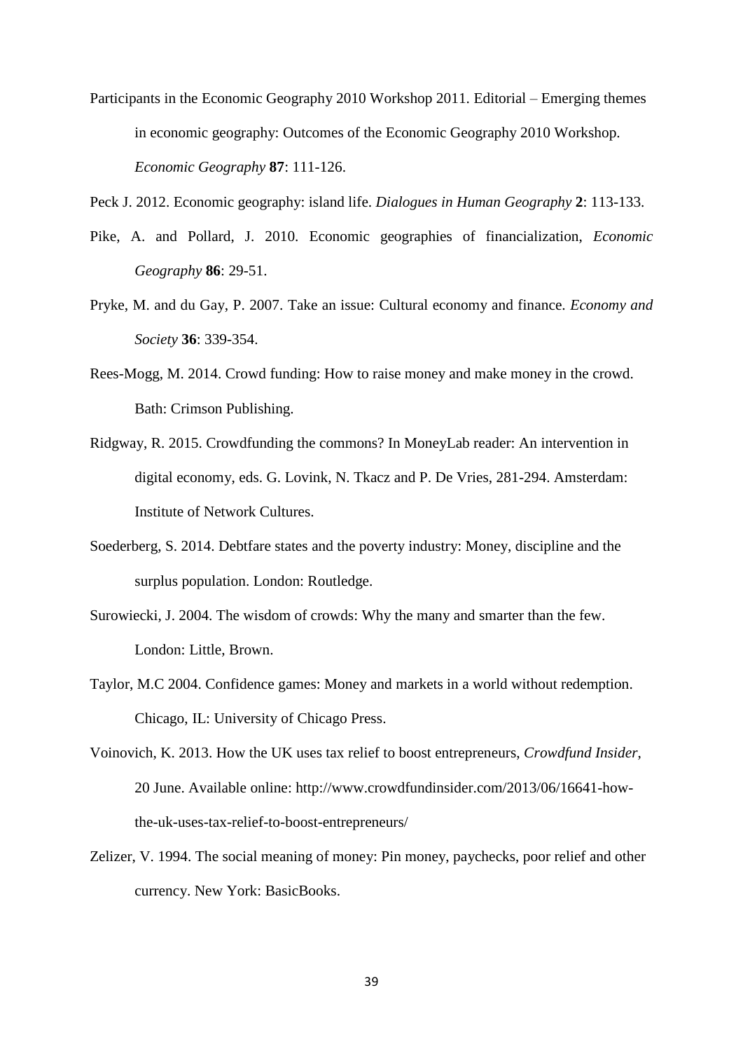Participants in the Economic Geography 2010 Workshop 2011. Editorial – Emerging themes in economic geography: Outcomes of the Economic Geography 2010 Workshop. *Economic Geography* **87**: 111-126.

Peck J. 2012. Economic geography: island life. *Dialogues in Human Geography* **2**: 113-133.

Pike, A. and Pollard, J. 2010. Economic geographies of financialization, *Economic Geography* **86**: 29-51.

Pryke, M. and du Gay, P. 2007. Take an issue: Cultural economy and finance. *Economy and Society* **36**: 339-354.

Rees-Mogg, M. 2014. Crowd funding: How to raise money and make money in the crowd. Bath: Crimson Publishing.

Ridgway, R. 2015. Crowdfunding the commons? In MoneyLab reader: An intervention in digital economy, eds. G. Lovink, N. Tkacz and P. De Vries, 281-294. Amsterdam: Institute of Network Cultures.

Soederberg, S. 2014. Debtfare states and the poverty industry: Money, discipline and the surplus population. London: Routledge.

Surowiecki, J. 2004. The wisdom of crowds: Why the many and smarter than the few. London: Little, Brown.

Taylor, M.C 2004. Confidence games: Money and markets in a world without redemption. Chicago, IL: University of Chicago Press.

Voinovich, K. 2013. How the UK uses tax relief to boost entrepreneurs, *Crowdfund Insider*, 20 June. Available online: http://www.crowdfundinsider.com/2013/06/16641-how-the-uk-uses-tax-relief-to-boost-entrepreneurs/

Zelizer, V. 1994. The social meaning of money: Pin money, paychecks, poor relief and other currency. New York: BasicBooks.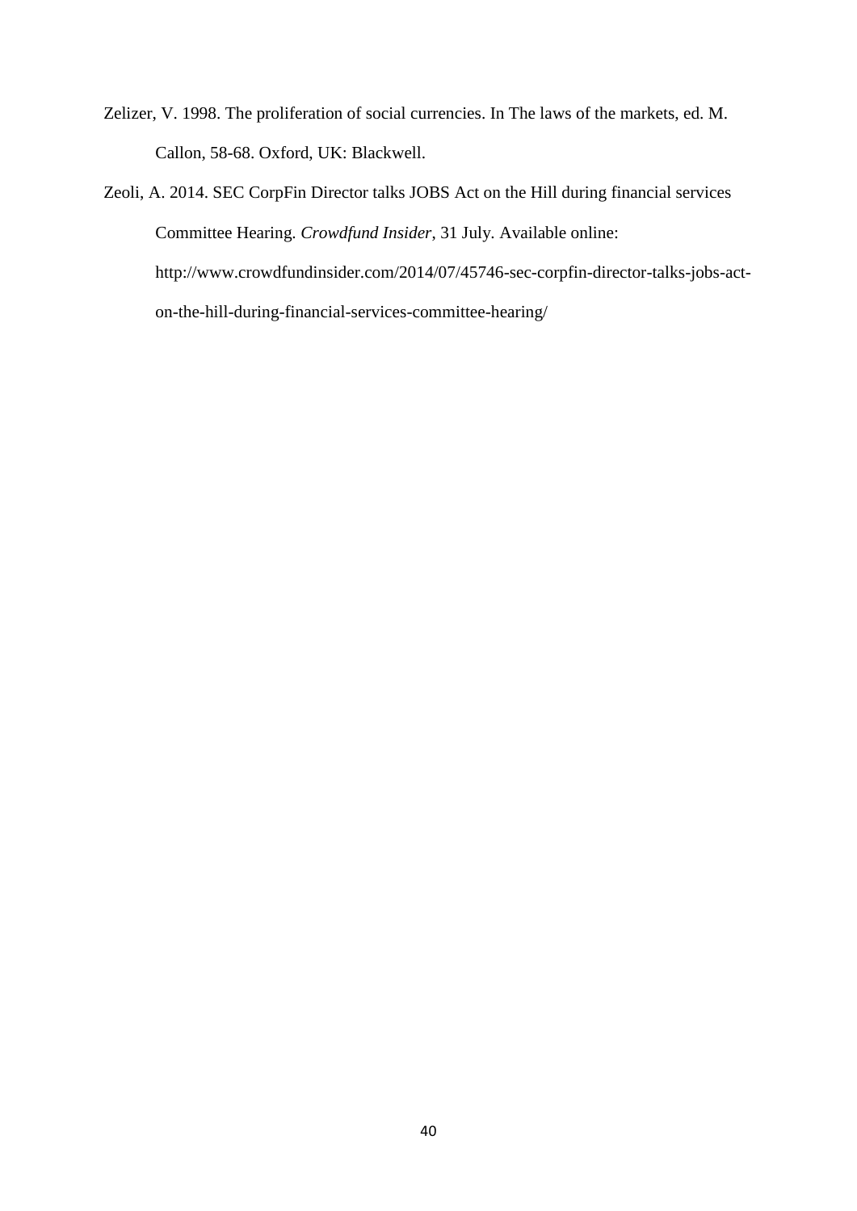Zelizer, V. 1998. The proliferation of social currencies. In The laws of the markets, ed. M. Callon, 58-68. Oxford, UK: Blackwell.

Zeoli, A. 2014. SEC CorpFin Director talks JOBS Act on the Hill during financial services Committee Hearing. *Crowdfund Insider*, 31 July. Available online: http://www.crowdfundinsider.com/2014/07/45746-sec-corpfin-director-talks-jobs-act-on-the-hill-during-financial-services-committee-hearing/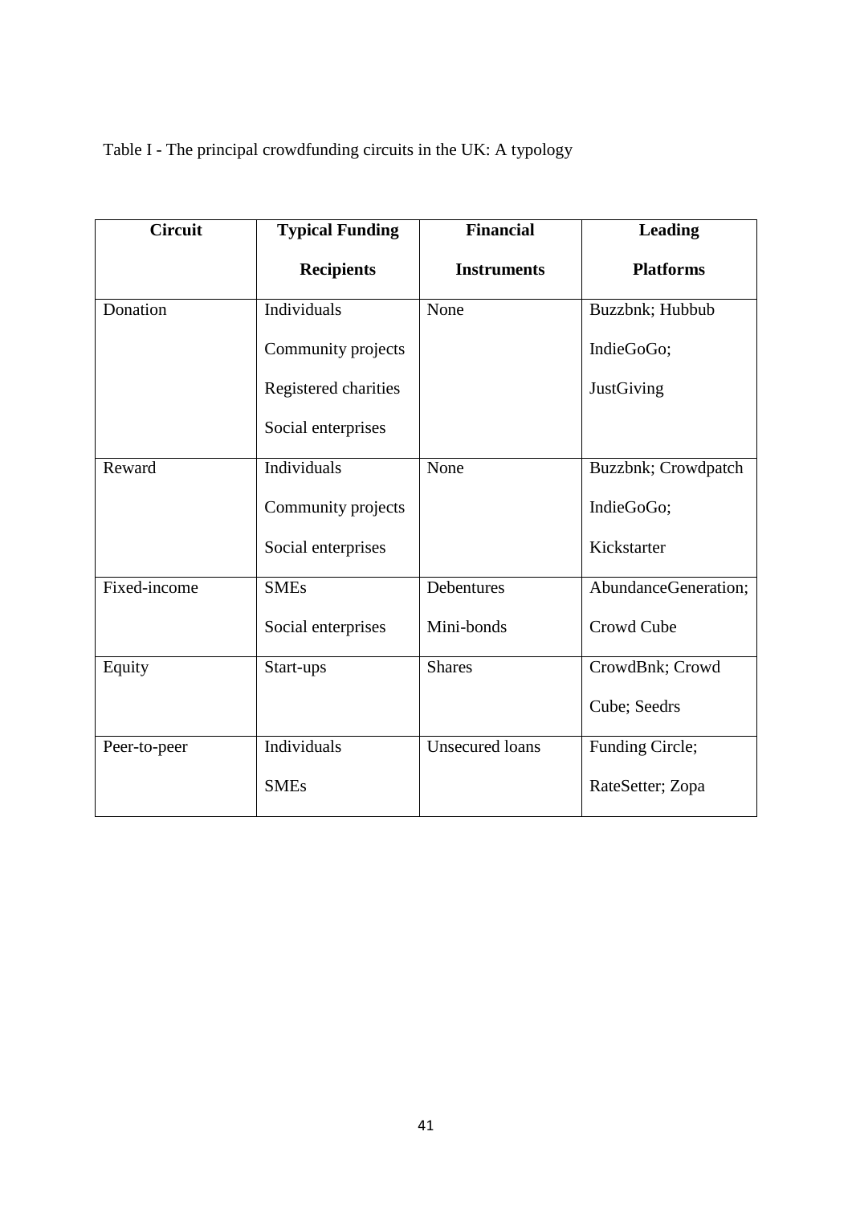Table I - The principal crowdfunding circuits in the UK: A typology

| Circuit | Typical Funding Recipients | Financial Instruments | Leading Platforms |
|---|---|---|---|
| Donation | Individuals<br>Community projects<br>Registered charities<br>Social enterprises | None | Buzzbnk; Hubbub<br>IndieGoGo;<br>JustGiving |
| Reward | Individuals<br>Community projects<br>Social enterprises | None | Buzzbnk; Crowdpatch<br>IndieGoGo;<br>Kickstarter |
| Fixed-income | SMEs<br>Social enterprises | Debentures<br>Mini-bonds | AbundanceGeneration;<br>Crowd Cube |
| Equity | Start-ups | Shares | CrowdBnk; Crowd Cube; Seedrs |
| Peer-to-peer | Individuals<br>SMEs | Unsecured loans | Funding Circle;<br>RateSetter; Zopa |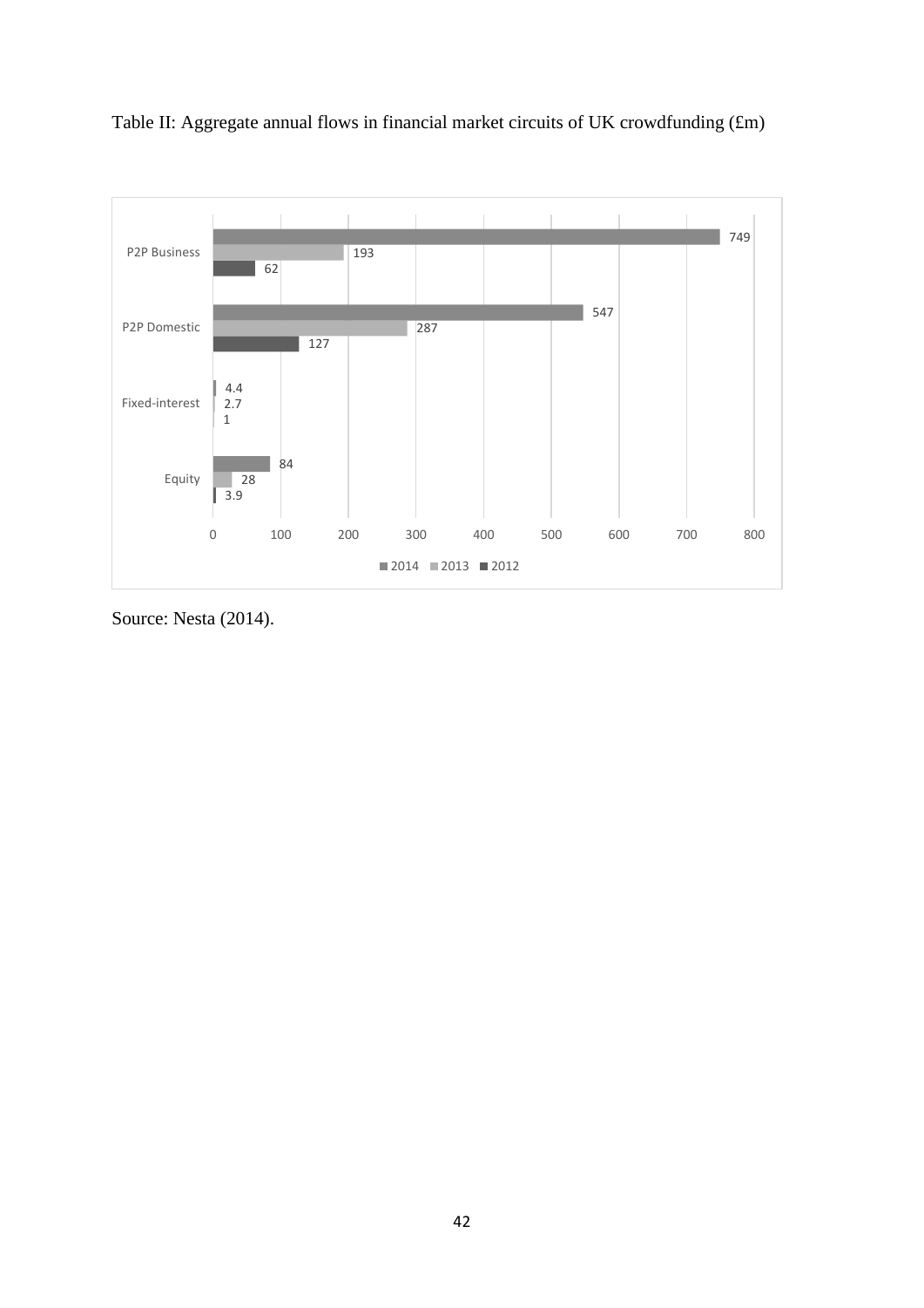Table II: Aggregate annual flows in financial market circuits of UK crowdfunding (£m)

P2P Business
749
193
62

P2P Domestic
547
287
127

Fixed-interest
4.4
2.7
1

Equity
84
28
3.9

0 100 200 300 400 500 600 700 800

2014 2013 2012

Source: Nesta (2014).